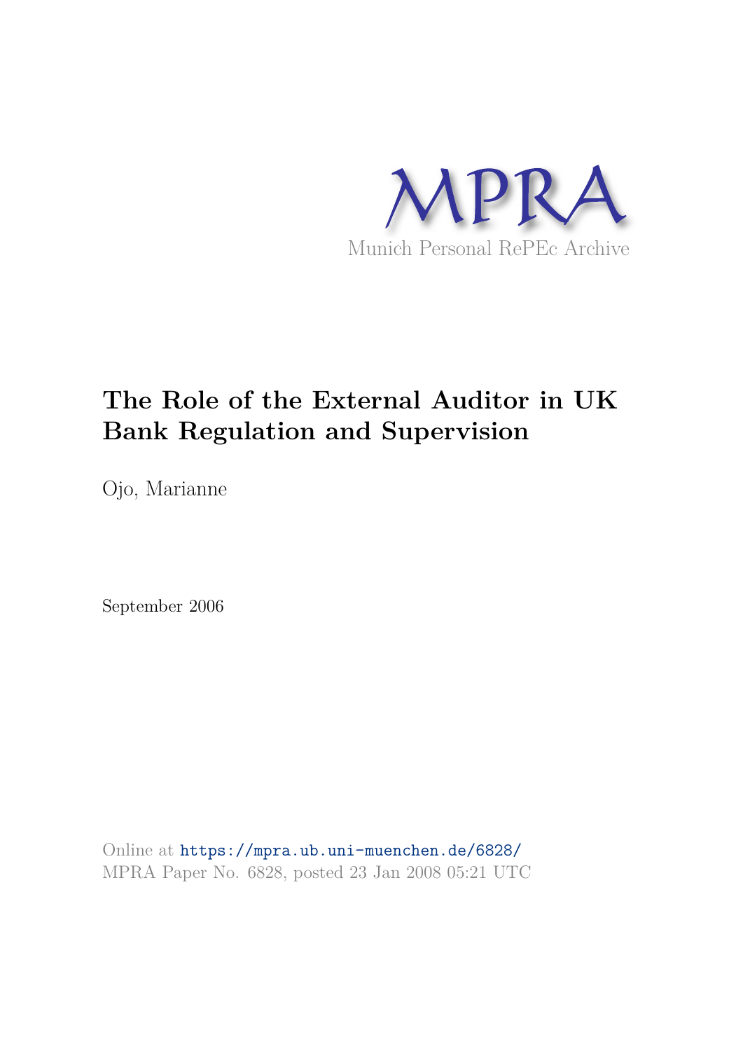MPRA

Munich Personal RePEc Archive

# The Role of the External Auditor in UK Bank Regulation and Supervision

Ojo, Marianne

September 2006

Online at https://mpra.ub.uni-muenchen.de/6828/

MPRA Paper No. 6828, posted 23 Jan 2008 05:21 UTC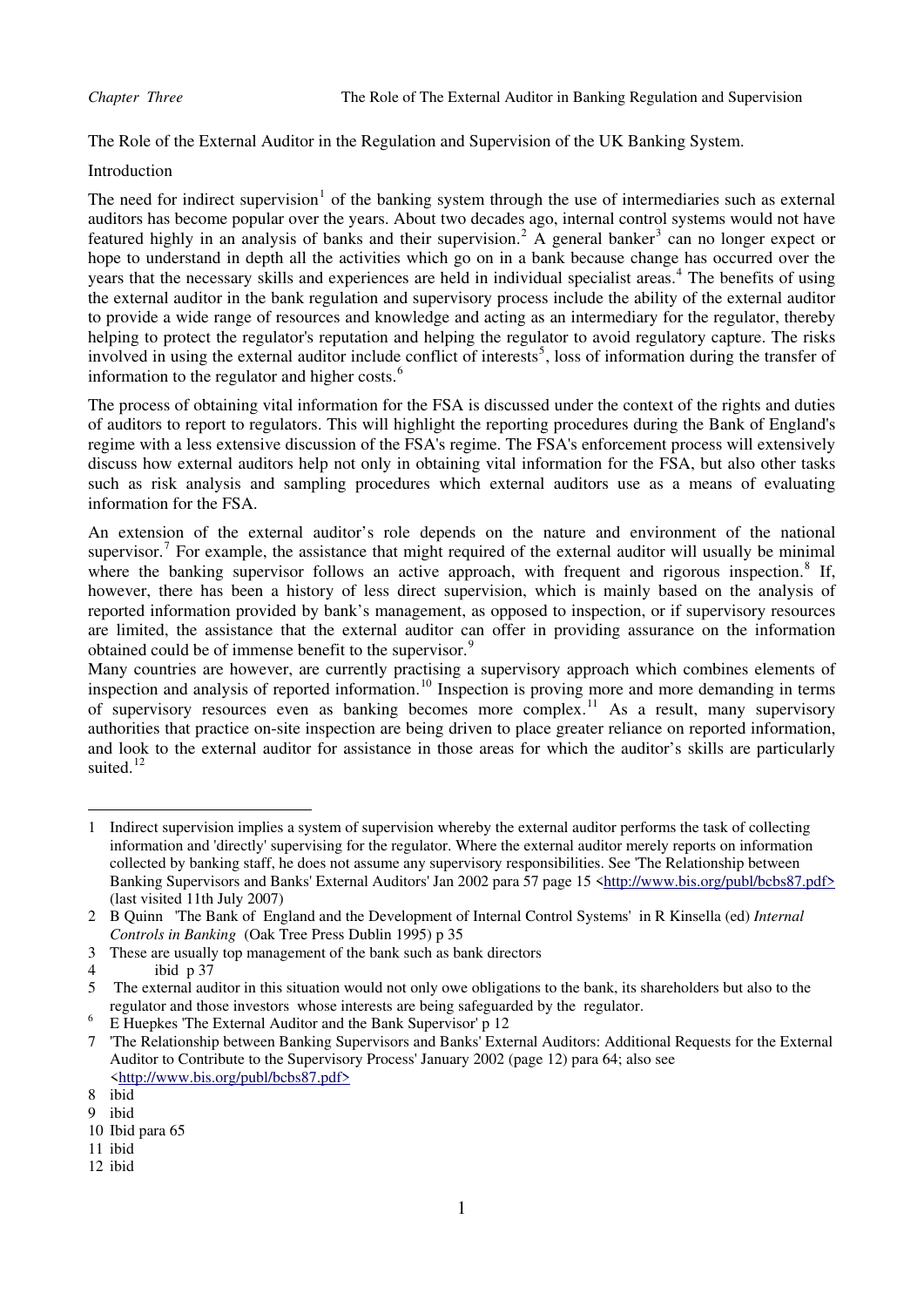The Role of the External Auditor in the Regulation and Supervision of the UK Banking System.

Introduction

The need for indirect supervision[1] of the banking system through the use of intermediaries such as external auditors has become popular over the years. About two decades ago, internal control systems would not have featured highly in an analysis of banks and their supervision.[2] A general banker[3] can no longer expect or hope to understand in depth all the activities which go on in a bank because change has occurred over the years that the necessary skills and experiences are held in individual specialist areas.[4] The benefits of using the external auditor in the bank regulation and supervisory process include the ability of the external auditor to provide a wide range of resources and knowledge and acting as an intermediary for the regulator, thereby helping to protect the regulator's reputation and helping the regulator to avoid regulatory capture. The risks involved in using the external auditor include conflict of interests[5], loss of information during the transfer of information to the regulator and higher costs.[6]

The process of obtaining vital information for the FSA is discussed under the context of the rights and duties of auditors to report to regulators. This will highlight the reporting procedures during the Bank of England's regime with a less extensive discussion of the FSA's regime. The FSA's enforcement process will extensively discuss how external auditors help not only in obtaining vital information for the FSA, but also other tasks such as risk analysis and sampling procedures which external auditors use as a means of evaluating information for the FSA.

An extension of the external auditor's role depends on the nature and environment of the national supervisor.[7] For example, the assistance that might required of the external auditor will usually be minimal where the banking supervisor follows an active approach, with frequent and rigorous inspection.[8] If, however, there has been a history of less direct supervision, which is mainly based on the analysis of reported information provided by bank's management, as opposed to inspection, or if supervisory resources are limited, the assistance that the external auditor can offer in providing assurance on the information obtained could be of immense benefit to the supervisor.[9]

Many countries are however, are currently practising a supervisory approach which combines elements of inspection and analysis of reported information.[10] Inspection is proving more and more demanding in terms of supervisory resources even as banking becomes more complex.[11] As a result, many supervisory authorities that practice on-site inspection are being driven to place greater reliance on reported information, and look to the external auditor for assistance in those areas for which the auditor's skills are particularly suited.[12]

---

1 Indirect supervision implies a system of supervision whereby the external auditor performs the task of collecting information and 'directly' supervising for the regulator. Where the external auditor merely reports on information collected by banking staff, he does not assume any supervisory responsibilities. See 'The Relationship between Banking Supervisors and Banks' External Auditors' Jan 2002 para 57 page 15 <http://www.bis.org/publ/bcbs87.pdf> (last visited 11th July 2007)

2 B Quinn 'The Bank of England and the Development of Internal Control Systems' in R Kinsella (ed) *Internal Controls in Banking* (Oak Tree Press Dublin 1995) p 35

3 These are usually top management of the bank such as bank directors

4 ibid p 37

5 The external auditor in this situation would not only owe obligations to the bank, its shareholders but also to the regulator and those investors whose interests are being safeguarded by the regulator.

6 E Huepkes 'The External Auditor and the Bank Supervisor' p 12

7 'The Relationship between Banking Supervisors and Banks' External Auditors: Additional Requests for the External Auditor to Contribute to the Supervisory Process' January 2002 (page 12) para 64; also see <http://www.bis.org/publ/bcbs87.pdf>

8 ibid

9 ibid

10 Ibid para 65

11 ibid

12 ibid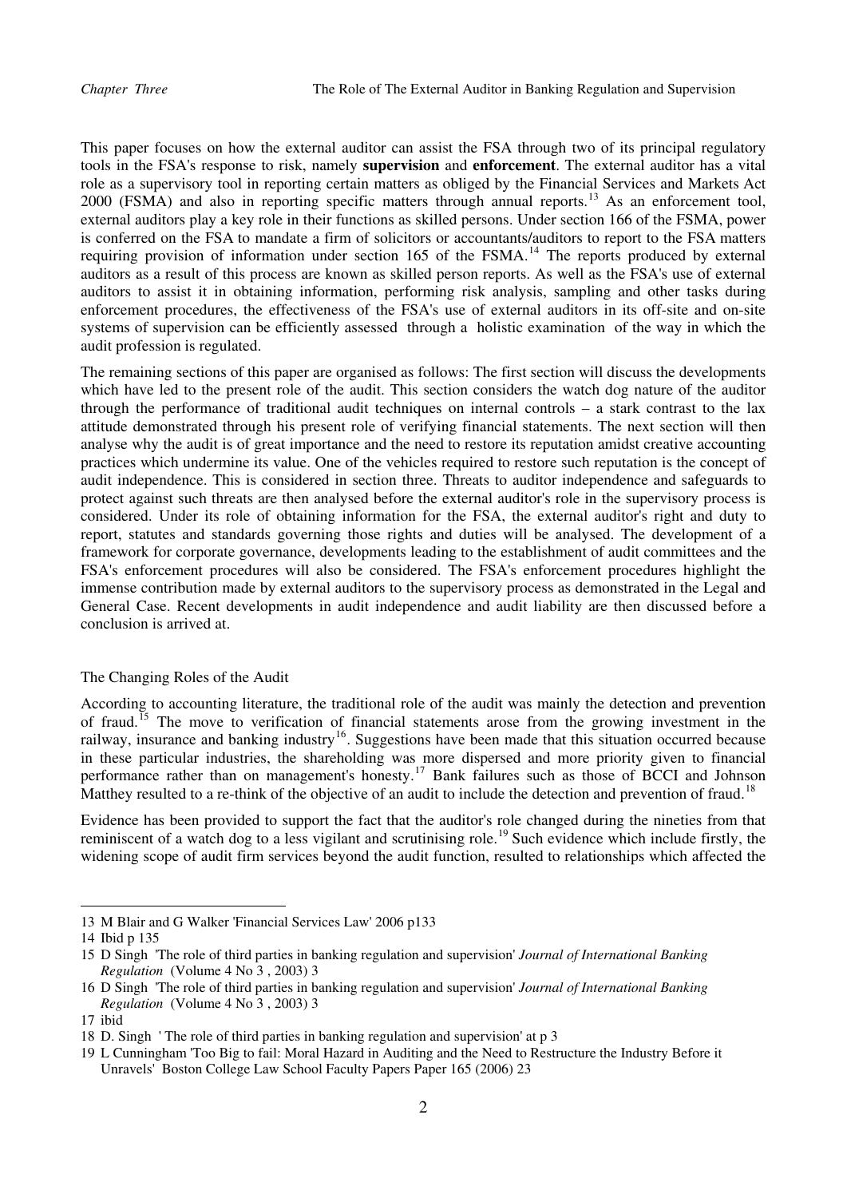This paper focuses on how the external auditor can assist the FSA through two of its principal regulatory tools in the FSA's response to risk, namely **supervision** and **enforcement**. The external auditor has a vital role as a supervisory tool in reporting certain matters as obliged by the Financial Services and Markets Act 2000 (FSMA) and also in reporting specific matters through annual reports.[13] As an enforcement tool, external auditors play a key role in their functions as skilled persons. Under section 166 of the FSMA, power is conferred on the FSA to mandate a firm of solicitors or accountants/auditors to report to the FSA matters requiring provision of information under section 165 of the FSMA.[14] The reports produced by external auditors as a result of this process are known as skilled person reports. As well as the FSA's use of external auditors to assist it in obtaining information, performing risk analysis, sampling and other tasks during enforcement procedures, the effectiveness of the FSA's use of external auditors in its off-site and on-site systems of supervision can be efficiently assessed through a holistic examination of the way in which the audit profession is regulated.

The remaining sections of this paper are organised as follows: The first section will discuss the developments which have led to the present role of the audit. This section considers the watch dog nature of the auditor through the performance of traditional audit techniques on internal controls – a stark contrast to the lax attitude demonstrated through his present role of verifying financial statements. The next section will then analyse why the audit is of great importance and the need to restore its reputation amidst creative accounting practices which undermine its value. One of the vehicles required to restore such reputation is the concept of audit independence. This is considered in section three. Threats to auditor independence and safeguards to protect against such threats are then analysed before the external auditor's role in the supervisory process is considered. Under its role of obtaining information for the FSA, the external auditor's right and duty to report, statutes and standards governing those rights and duties will be analysed. The development of a framework for corporate governance, developments leading to the establishment of audit committees and the FSA's enforcement procedures will also be considered. The FSA's enforcement procedures highlight the immense contribution made by external auditors to the supervisory process as demonstrated in the Legal and General Case. Recent developments in audit independence and audit liability are then discussed before a conclusion is arrived at.

## The Changing Roles of the Audit

According to accounting literature, the traditional role of the audit was mainly the detection and prevention of fraud.[15] The move to verification of financial statements arose from the growing investment in the railway, insurance and banking industry[16]. Suggestions have been made that this situation occurred because in these particular industries, the shareholding was more dispersed and more priority given to financial performance rather than on management's honesty.[17] Bank failures such as those of BCCI and Johnson Matthey resulted to a re-think of the objective of an audit to include the detection and prevention of fraud.[18]

Evidence has been provided to support the fact that the auditor's role changed during the nineties from that reminiscent of a watch dog to a less vigilant and scrutinising role.[19] Such evidence which include firstly, the widening scope of audit firm services beyond the audit function, resulted to relationships which affected the

---

13 M Blair and G Walker 'Financial Services Law' 2006 p133

14 Ibid p 135

15 D Singh 'The role of third parties in banking regulation and supervision' *Journal of International Banking Regulation* (Volume 4 No 3 , 2003) 3

16 D Singh 'The role of third parties in banking regulation and supervision' *Journal of International Banking Regulation* (Volume 4 No 3 , 2003) 3

17 ibid

18 D. Singh ' The role of third parties in banking regulation and supervision' at p 3

19 L Cunningham 'Too Big to fail: Moral Hazard in Auditing and the Need to Restructure the Industry Before it Unravels' Boston College Law School Faculty Papers Paper 165 (2006) 23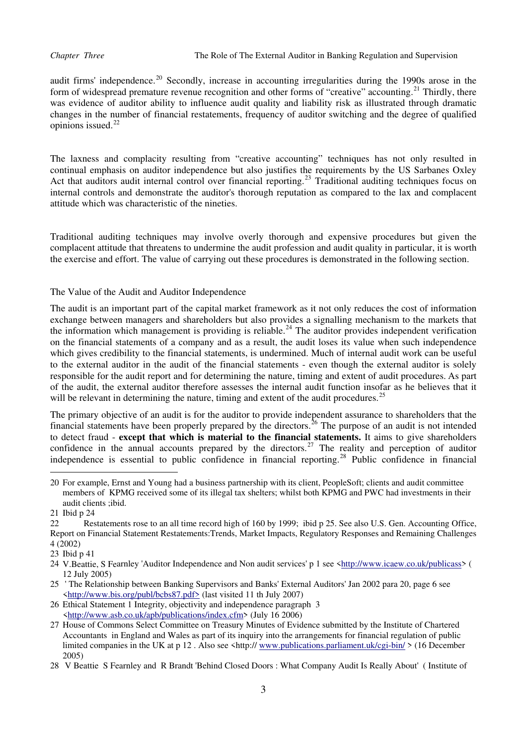audit firms' independence.[20] Secondly, increase in accounting irregularities during the 1990s arose in the form of widespread premature revenue recognition and other forms of "creative" accounting.[21] Thirdly, there was evidence of auditor ability to influence audit quality and liability risk as illustrated through dramatic changes in the number of financial restatements, frequency of auditor switching and the degree of qualified opinions issued.[22]

The laxness and complacity resulting from "creative accounting" techniques has not only resulted in continual emphasis on auditor independence but also justifies the requirements by the US Sarbanes Oxley Act that auditors audit internal control over financial reporting.[23] Traditional auditing techniques focus on internal controls and demonstrate the auditor's thorough reputation as compared to the lax and complacent attitude which was characteristic of the nineties.

Traditional auditing techniques may involve overly thorough and expensive procedures but given the complacent attitude that threatens to undermine the audit profession and audit quality in particular, it is worth the exercise and effort. The value of carrying out these procedures is demonstrated in the following section.

## The Value of the Audit and Auditor Independence

The audit is an important part of the capital market framework as it not only reduces the cost of information exchange between managers and shareholders but also provides a signalling mechanism to the markets that the information which management is providing is reliable.[24] The auditor provides independent verification on the financial statements of a company and as a result, the audit loses its value when such independence which gives credibility to the financial statements, is undermined. Much of internal audit work can be useful to the external auditor in the audit of the financial statements - even though the external auditor is solely responsible for the audit report and for determining the nature, timing and extent of audit procedures. As part of the audit, the external auditor therefore assesses the internal audit function insofar as he believes that it will be relevant in determining the nature, timing and extent of the audit procedures.[25]

The primary objective of an audit is for the auditor to provide independent assurance to shareholders that the financial statements have been properly prepared by the directors.[26] The purpose of an audit is not intended to detect fraud - **except that which is material to the financial statements.** It aims to give shareholders confidence in the annual accounts prepared by the directors.[27] The reality and perception of auditor independence is essential to public confidence in financial reporting.[28] Public confidence in financial

---

20 For example, Ernst and Young had a business partnership with its client, PeopleSoft; clients and audit committee members of KPMG received some of its illegal tax shelters; whilst both KPMG and PWC had investments in their audit clients ;ibid.

21 Ibid p 24

22 Restatements rose to an all time record high of 160 by 1999; ibid p 25. See also U.S. Gen. Accounting Office, Report on Financial Statement Restatements:Trends, Market Impacts, Regulatory Responses and Remaining Challenges 4 (2002)

23 Ibid p 41

24 V.Beattie, S Fearnley 'Auditor Independence and Non audit services' p 1 see <http://www.icaew.co.uk/publicass> ( 12 July 2005)

25 ' The Relationship between Banking Supervisors and Banks' External Auditors' Jan 2002 para 20, page 6 see <http://www.bis.org/publ/bcbs87.pdf> (last visited 11 th July 2007)

26 Ethical Statement 1 Integrity, objectivity and independence paragraph 3 <http://www.asb.co.uk/apb/publications/index.cfm> (July 16 2006)

27 House of Commons Select Committee on Treasury Minutes of Evidence submitted by the Institute of Chartered Accountants in England and Wales as part of its inquiry into the arrangements for financial regulation of public limited companies in the UK at p 12 . Also see <http:// www.publications.parliament.uk/cgi-bin/ > (16 December 2005)

28 V Beattie S Fearnley and R Brandt 'Behind Closed Doors : What Company Audit Is Really About' ( Institute of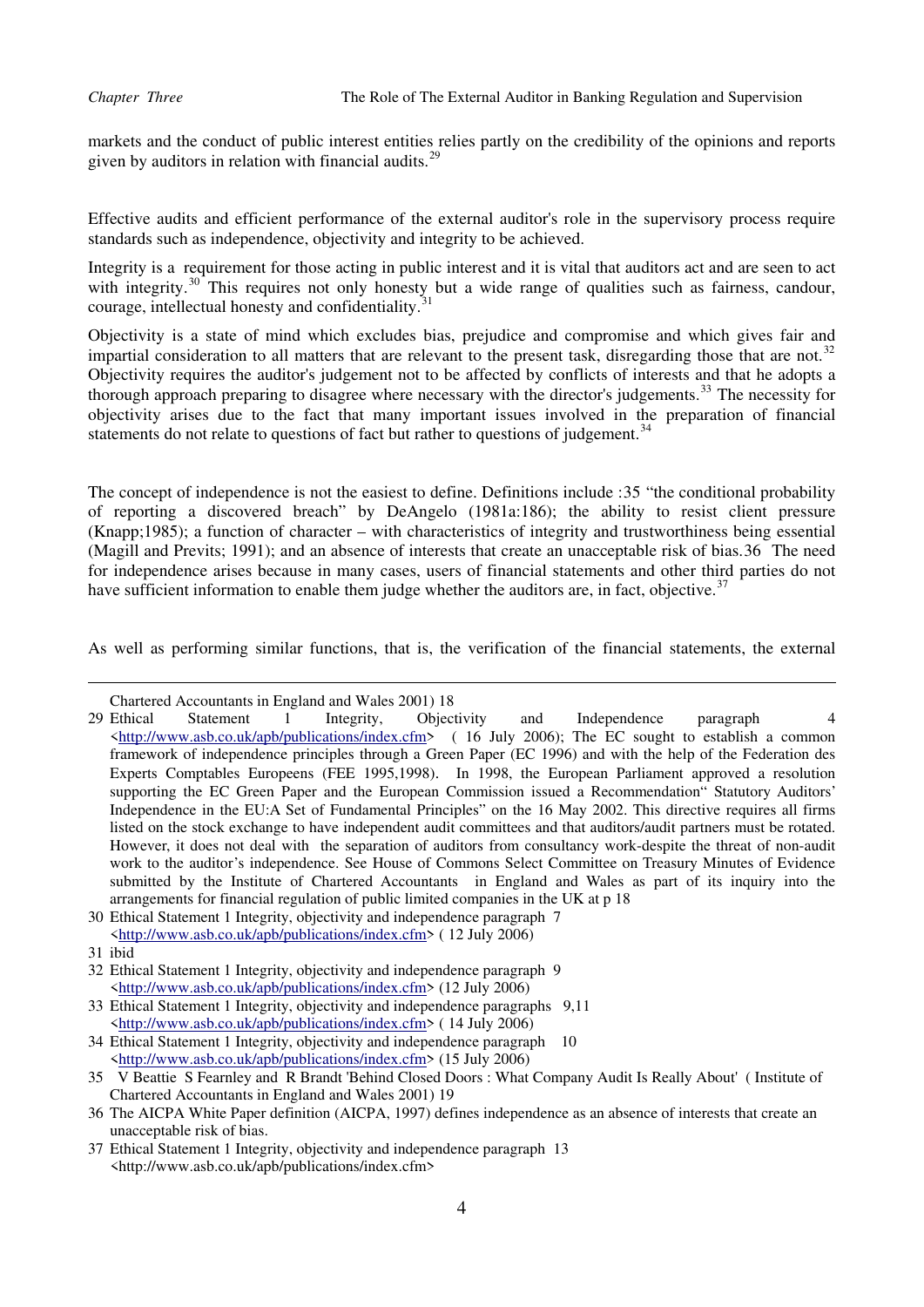markets and the conduct of public interest entities relies partly on the credibility of the opinions and reports given by auditors in relation with financial audits.[29]

Effective audits and efficient performance of the external auditor's role in the supervisory process require standards such as independence, objectivity and integrity to be achieved.

Integrity is a requirement for those acting in public interest and it is vital that auditors act and are seen to act with integrity.[30] This requires not only honesty but a wide range of qualities such as fairness, candour, courage, intellectual honesty and confidentiality.[31]

Objectivity is a state of mind which excludes bias, prejudice and compromise and which gives fair and impartial consideration to all matters that are relevant to the present task, disregarding those that are not.[32] Objectivity requires the auditor's judgement not to be affected by conflicts of interests and that he adopts a thorough approach preparing to disagree where necessary with the director's judgements.[33] The necessity for objectivity arises due to the fact that many important issues involved in the preparation of financial statements do not relate to questions of fact but rather to questions of judgement.[34]

The concept of independence is not the easiest to define. Definitions include :35 "the conditional probability of reporting a discovered breach" by DeAngelo (1981a:186); the ability to resist client pressure (Knapp;1985); a function of character – with characteristics of integrity and trustworthiness being essential (Magill and Previts; 1991); and an absence of interests that create an unacceptable risk of bias.36 The need for independence arises because in many cases, users of financial statements and other third parties do not have sufficient information to enable them judge whether the auditors are, in fact, objective.[37]

As well as performing similar functions, that is, the verification of the financial statements, the external

---

Chartered Accountants in England and Wales 2001) 18

29 Ethical Statement 1 Integrity, Objectivity and Independence paragraph 4 <http://www.asb.co.uk/apb/publications/index.cfm> ( 16 July 2006); The EC sought to establish a common framework of independence principles through a Green Paper (EC 1996) and with the help of the Federation des Experts Comptables Europeens (FEE 1995,1998). In 1998, the European Parliament approved a resolution supporting the EC Green Paper and the European Commission issued a Recommendation" Statutory Auditors' Independence in the EU:A Set of Fundamental Principles" on the 16 May 2002. This directive requires all firms listed on the stock exchange to have independent audit committees and that auditors/audit partners must be rotated. However, it does not deal with the separation of auditors from consultancy work-despite the threat of non-audit work to the auditor's independence. See House of Commons Select Committee on Treasury Minutes of Evidence submitted by the Institute of Chartered Accountants in England and Wales as part of its inquiry into the arrangements for financial regulation of public limited companies in the UK at p 18

30 Ethical Statement 1 Integrity, objectivity and independence paragraph 7 <http://www.asb.co.uk/apb/publications/index.cfm> ( 12 July 2006)

31 ibid

32 Ethical Statement 1 Integrity, objectivity and independence paragraph 9 <http://www.asb.co.uk/apb/publications/index.cfm> (12 July 2006)

33 Ethical Statement 1 Integrity, objectivity and independence paragraphs 9,11 <http://www.asb.co.uk/apb/publications/index.cfm> ( 14 July 2006)

34 Ethical Statement 1 Integrity, objectivity and independence paragraph 10 <http://www.asb.co.uk/apb/publications/index.cfm> (15 July 2006)

35 V Beattie S Fearnley and R Brandt 'Behind Closed Doors : What Company Audit Is Really About' ( Institute of Chartered Accountants in England and Wales 2001) 19

36 The AICPA White Paper definition (AICPA, 1997) defines independence as an absence of interests that create an unacceptable risk of bias.

37 Ethical Statement 1 Integrity, objectivity and independence paragraph 13 <http://www.asb.co.uk/apb/publications/index.cfm>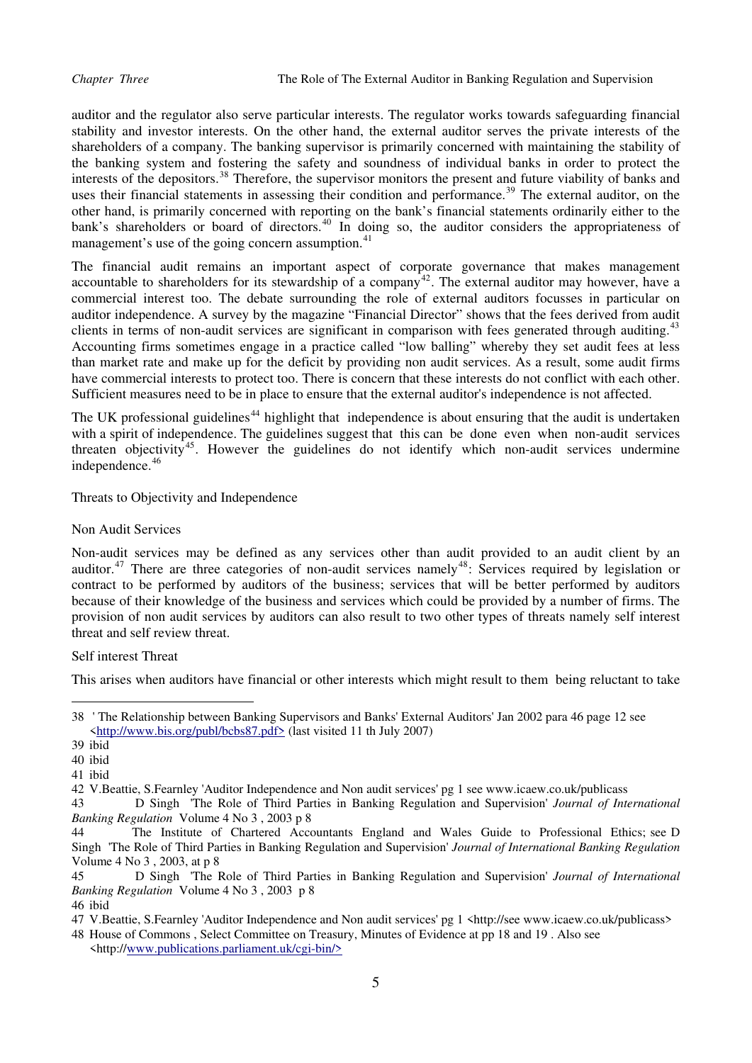auditor and the regulator also serve particular interests. The regulator works towards safeguarding financial stability and investor interests. On the other hand, the external auditor serves the private interests of the shareholders of a company. The banking supervisor is primarily concerned with maintaining the stability of the banking system and fostering the safety and soundness of individual banks in order to protect the interests of the depositors.[38] Therefore, the supervisor monitors the present and future viability of banks and uses their financial statements in assessing their condition and performance.[39] The external auditor, on the other hand, is primarily concerned with reporting on the bank's financial statements ordinarily either to the bank's shareholders or board of directors.[40] In doing so, the auditor considers the appropriateness of management's use of the going concern assumption.[41]

The financial audit remains an important aspect of corporate governance that makes management accountable to shareholders for its stewardship of a company[42]. The external auditor may however, have a commercial interest too. The debate surrounding the role of external auditors focusses in particular on auditor independence. A survey by the magazine "Financial Director" shows that the fees derived from audit clients in terms of non-audit services are significant in comparison with fees generated through auditing.[43] Accounting firms sometimes engage in a practice called "low balling" whereby they set audit fees at less than market rate and make up for the deficit by providing non audit services. As a result, some audit firms have commercial interests to protect too. There is concern that these interests do not conflict with each other. Sufficient measures need to be in place to ensure that the external auditor's independence is not affected.

The UK professional guidelines[44] highlight that independence is about ensuring that the audit is undertaken with a spirit of independence. The guidelines suggest that this can be done even when non-audit services threaten objectivity[45]. However the guidelines do not identify which non-audit services undermine independence.[46]

Threats to Objectivity and Independence

Non Audit Services

Non-audit services may be defined as any services other than audit provided to an audit client by an auditor.[47] There are three categories of non-audit services namely[48]: Services required by legislation or contract to be performed by auditors of the business; services that will be better performed by auditors because of their knowledge of the business and services which could be provided by a number of firms. The provision of non audit services by auditors can also result to two other types of threats namely self interest threat and self review threat.

Self interest Threat

This arises when auditors have financial or other interests which might result to them being reluctant to take

---

38 ' The Relationship between Banking Supervisors and Banks' External Auditors' Jan 2002 para 46 page 12 see <http://www.bis.org/publ/bcbs87.pdf> (last visited 11 th July 2007)

39 ibid

40 ibid

41 ibid

42 V.Beattie, S.Fearnley 'Auditor Independence and Non audit services' pg 1 see www.icaew.co.uk/publicass

43 D Singh 'The Role of Third Parties in Banking Regulation and Supervision' *Journal of International Banking Regulation* Volume 4 No 3 , 2003 p 8

44 The Institute of Chartered Accountants England and Wales Guide to Professional Ethics; see D Singh 'The Role of Third Parties in Banking Regulation and Supervision' *Journal of International Banking Regulation* Volume 4 No 3 , 2003, at p 8

45 D Singh 'The Role of Third Parties in Banking Regulation and Supervision' *Journal of International Banking Regulation* Volume 4 No 3 , 2003 p 8

46 ibid

47 V.Beattie, S.Fearnley 'Auditor Independence and Non audit services' pg 1 <http://see www.icaew.co.uk/publicass>

48 House of Commons , Select Committee on Treasury, Minutes of Evidence at pp 18 and 19 . Also see <http://www.publications.parliament.uk/cgi-bin/>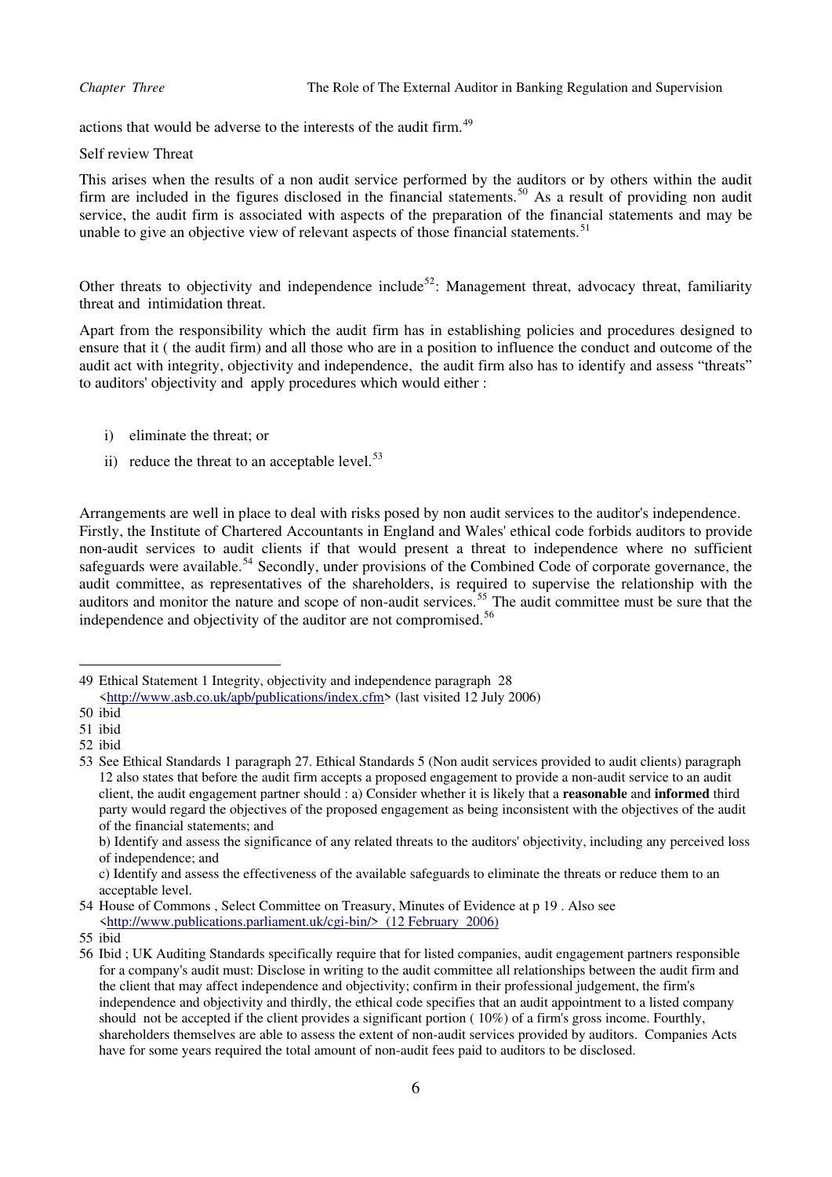actions that would be adverse to the interests of the audit firm.[49]

Self review Threat

This arises when the results of a non audit service performed by the auditors or by others within the audit firm are included in the figures disclosed in the financial statements.[50] As a result of providing non audit service, the audit firm is associated with aspects of the preparation of the financial statements and may be unable to give an objective view of relevant aspects of those financial statements.[51]

Other threats to objectivity and independence include[52]: Management threat, advocacy threat, familiarity threat and intimidation threat.

Apart from the responsibility which the audit firm has in establishing policies and procedures designed to ensure that it ( the audit firm) and all those who are in a position to influence the conduct and outcome of the audit act with integrity, objectivity and independence, the audit firm also has to identify and assess "threats" to auditors' objectivity and apply procedures which would either :

i) eliminate the threat; or
ii) reduce the threat to an acceptable level.[53]

Arrangements are well in place to deal with risks posed by non audit services to the auditor's independence. Firstly, the Institute of Chartered Accountants in England and Wales' ethical code forbids auditors to provide non-audit services to audit clients if that would present a threat to independence where no sufficient safeguards were available.[54] Secondly, under provisions of the Combined Code of corporate governance, the audit committee, as representatives of the shareholders, is required to supervise the relationship with the auditors and monitor the nature and scope of non-audit services.[55] The audit committee must be sure that the independence and objectivity of the auditor are not compromised.[56]

---

49 Ethical Statement 1 Integrity, objectivity and independence paragraph 28 <http://www.asb.co.uk/apb/publications/index.cfm> (last visited 12 July 2006)

50 ibid

51 ibid

52 ibid

53 See Ethical Standards 1 paragraph 27. Ethical Standards 5 (Non audit services provided to audit clients) paragraph 12 also states that before the audit firm accepts a proposed engagement to provide a non-audit service to an audit client, the audit engagement partner should : a) Consider whether it is likely that a **reasonable** and **informed** third party would regard the objectives of the proposed engagement as being inconsistent with the objectives of the audit of the financial statements; and
b) Identify and assess the significance of any related threats to the auditors' objectivity, including any perceived loss of independence; and
c) Identify and assess the effectiveness of the available safeguards to eliminate the threats or reduce them to an acceptable level.

54 House of Commons , Select Committee on Treasury, Minutes of Evidence at p 19 . Also see <http://www.publications.parliament.uk/cgi-bin/> (12 February 2006)

55 ibid

56 Ibid ; UK Auditing Standards specifically require that for listed companies, audit engagement partners responsible for a company's audit must: Disclose in writing to the audit committee all relationships between the audit firm and the client that may affect independence and objectivity; confirm in their professional judgement, the firm's independence and objectivity and thirdly, the ethical code specifies that an audit appointment to a listed company should not be accepted if the client provides a significant portion ( 10%) of a firm's gross income. Fourthly, shareholders themselves are able to assess the extent of non-audit services provided by auditors. Companies Acts have for some years required the total amount of non-audit fees paid to auditors to be disclosed.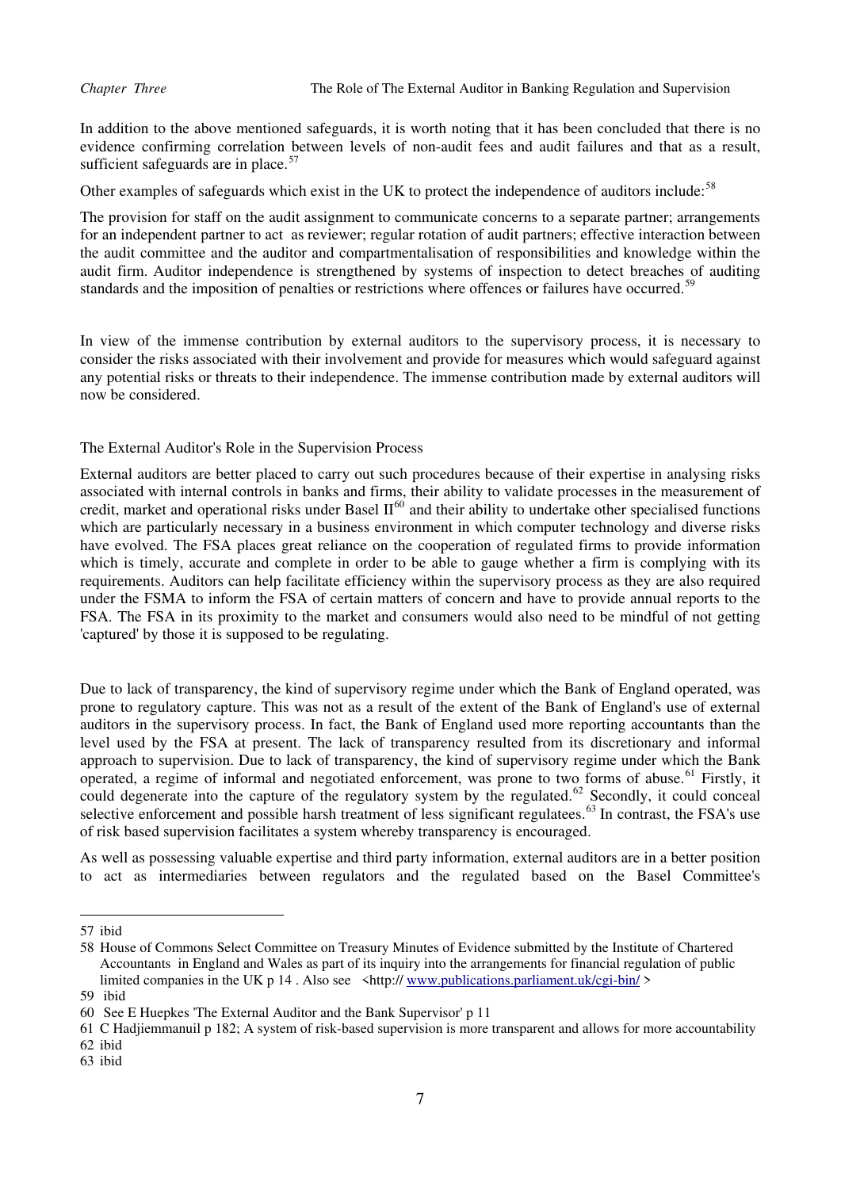In addition to the above mentioned safeguards, it is worth noting that it has been concluded that there is no evidence confirming correlation between levels of non-audit fees and audit failures and that as a result, sufficient safeguards are in place.[57]

Other examples of safeguards which exist in the UK to protect the independence of auditors include:[58]

The provision for staff on the audit assignment to communicate concerns to a separate partner; arrangements for an independent partner to act as reviewer; regular rotation of audit partners; effective interaction between the audit committee and the auditor and compartmentalisation of responsibilities and knowledge within the audit firm. Auditor independence is strengthened by systems of inspection to detect breaches of auditing standards and the imposition of penalties or restrictions where offences or failures have occurred.[59]

In view of the immense contribution by external auditors to the supervisory process, it is necessary to consider the risks associated with their involvement and provide for measures which would safeguard against any potential risks or threats to their independence. The immense contribution made by external auditors will now be considered.

## The External Auditor's Role in the Supervision Process

External auditors are better placed to carry out such procedures because of their expertise in analysing risks associated with internal controls in banks and firms, their ability to validate processes in the measurement of credit, market and operational risks under Basel II[60] and their ability to undertake other specialised functions which are particularly necessary in a business environment in which computer technology and diverse risks have evolved. The FSA places great reliance on the cooperation of regulated firms to provide information which is timely, accurate and complete in order to be able to gauge whether a firm is complying with its requirements. Auditors can help facilitate efficiency within the supervisory process as they are also required under the FSMA to inform the FSA of certain matters of concern and have to provide annual reports to the FSA. The FSA in its proximity to the market and consumers would also need to be mindful of not getting 'captured' by those it is supposed to be regulating.

Due to lack of transparency, the kind of supervisory regime under which the Bank of England operated, was prone to regulatory capture. This was not as a result of the extent of the Bank of England's use of external auditors in the supervisory process. In fact, the Bank of England used more reporting accountants than the level used by the FSA at present. The lack of transparency resulted from its discretionary and informal approach to supervision. Due to lack of transparency, the kind of supervisory regime under which the Bank operated, a regime of informal and negotiated enforcement, was prone to two forms of abuse.[61] Firstly, it could degenerate into the capture of the regulatory system by the regulated.[62] Secondly, it could conceal selective enforcement and possible harsh treatment of less significant regulatees.[63] In contrast, the FSA's use of risk based supervision facilitates a system whereby transparency is encouraged.

As well as possessing valuable expertise and third party information, external auditors are in a better position to act as intermediaries between regulators and the regulated based on the Basel Committee's

---

57 ibid

58 House of Commons Select Committee on Treasury Minutes of Evidence submitted by the Institute of Chartered Accountants in England and Wales as part of its inquiry into the arrangements for financial regulation of public limited companies in the UK p 14 . Also see <http:// www.publications.parliament.uk/cgi-bin/ >

59 ibid

60 See E Huepkes 'The External Auditor and the Bank Supervisor' p 11

61 C Hadjiemmanuil p 182; A system of risk-based supervision is more transparent and allows for more accountability

62 ibid

63 ibid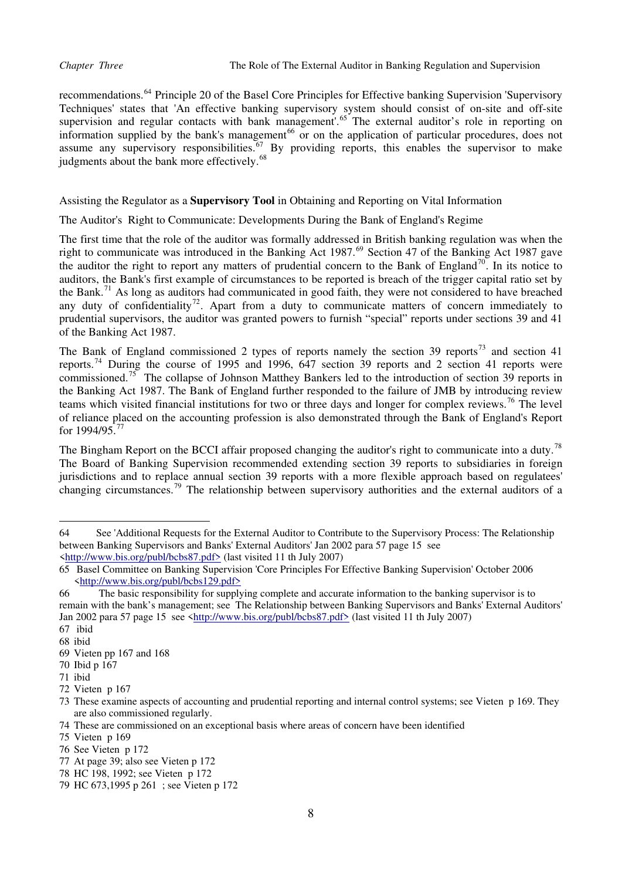recommendations.[64] Principle 20 of the Basel Core Principles for Effective banking Supervision 'Supervisory Techniques' states that 'An effective banking supervisory system should consist of on-site and off-site supervision and regular contacts with bank management'.[65] The external auditor's role in reporting on information supplied by the bank's management[66] or on the application of particular procedures, does not assume any supervisory responsibilities.[67] By providing reports, this enables the supervisor to make judgments about the bank more effectively.[68]

Assisting the Regulator as a **Supervisory Tool** in Obtaining and Reporting on Vital Information

The Auditor's Right to Communicate: Developments During the Bank of England's Regime

The first time that the role of the auditor was formally addressed in British banking regulation was when the right to communicate was introduced in the Banking Act 1987.[69] Section 47 of the Banking Act 1987 gave the auditor the right to report any matters of prudential concern to the Bank of England[70]. In its notice to auditors, the Bank's first example of circumstances to be reported is breach of the trigger capital ratio set by the Bank.[71] As long as auditors had communicated in good faith, they were not considered to have breached any duty of confidentiality[72]. Apart from a duty to communicate matters of concern immediately to prudential supervisors, the auditor was granted powers to furnish "special" reports under sections 39 and 41 of the Banking Act 1987.

The Bank of England commissioned 2 types of reports namely the section 39 reports[73] and section 41 reports.[74] During the course of 1995 and 1996, 647 section 39 reports and 2 section 41 reports were commissioned.[75] The collapse of Johnson Matthey Bankers led to the introduction of section 39 reports in the Banking Act 1987. The Bank of England further responded to the failure of JMB by introducing review teams which visited financial institutions for two or three days and longer for complex reviews.[76] The level of reliance placed on the accounting profession is also demonstrated through the Bank of England's Report for 1994/95.[77]

The Bingham Report on the BCCI affair proposed changing the auditor's right to communicate into a duty.[78] The Board of Banking Supervision recommended extending section 39 reports to subsidiaries in foreign jurisdictions and to replace annual section 39 reports with a more flexible approach based on regulatees' changing circumstances.[79] The relationship between supervisory authorities and the external auditors of a

---

64 See 'Additional Requests for the External Auditor to Contribute to the Supervisory Process: The Relationship between Banking Supervisors and Banks' External Auditors' Jan 2002 para 57 page 15 see <http://www.bis.org/publ/bcbs87.pdf> (last visited 11 th July 2007)

65 Basel Committee on Banking Supervision 'Core Principles For Effective Banking Supervision' October 2006 <http://www.bis.org/publ/bcbs129.pdf>

66 The basic responsibility for supplying complete and accurate information to the banking supervisor is to remain with the bank's management; see The Relationship between Banking Supervisors and Banks' External Auditors' Jan 2002 para 57 page 15 see <http://www.bis.org/publ/bcbs87.pdf> (last visited 11 th July 2007)

67 ibid

68 ibid

69 Vieten pp 167 and 168

70 Ibid p 167

71 ibid

72 Vieten p 167

73 These examine aspects of accounting and prudential reporting and internal control systems; see Vieten p 169. They are also commissioned regularly.

74 These are commissioned on an exceptional basis where areas of concern have been identified

75 Vieten p 169

76 See Vieten p 172

77 At page 39; also see Vieten p 172

78 HC 198, 1992; see Vieten p 172

79 HC 673,1995 p 261 ; see Vieten p 172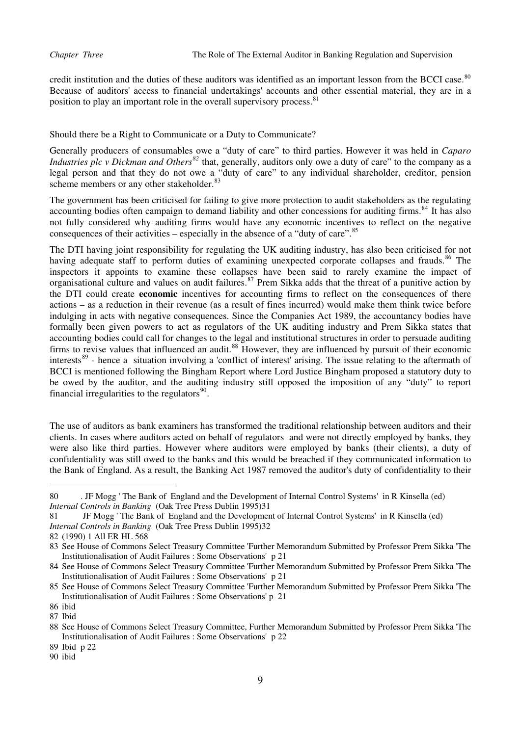credit institution and the duties of these auditors was identified as an important lesson from the BCCI case.[80] Because of auditors' access to financial undertakings' accounts and other essential material, they are in a position to play an important role in the overall supervisory process.[81]

Should there be a Right to Communicate or a Duty to Communicate?

Generally producers of consumables owe a "duty of care" to third parties. However it was held in *Caparo Industries plc v Dickman and Others*[82] that, generally, auditors only owe a duty of care" to the company as a legal person and that they do not owe a "duty of care" to any individual shareholder, creditor, pension scheme members or any other stakeholder.[83]

The government has been criticised for failing to give more protection to audit stakeholders as the regulating accounting bodies often campaign to demand liability and other concessions for auditing firms.[84] It has also not fully considered why auditing firms would have any economic incentives to reflect on the negative consequences of their activities – especially in the absence of a "duty of care".[85]

The DTI having joint responsibility for regulating the UK auditing industry, has also been criticised for not having adequate staff to perform duties of examining unexpected corporate collapses and frauds.[86] The inspectors it appoints to examine these collapses have been said to rarely examine the impact of organisational culture and values on audit failures.[87] Prem Sikka adds that the threat of a punitive action by the DTI could create **economic** incentives for accounting firms to reflect on the consequences of there actions – as a reduction in their revenue (as a result of fines incurred) would make them think twice before indulging in acts with negative consequences. Since the Companies Act 1989, the accountancy bodies have formally been given powers to act as regulators of the UK auditing industry and Prem Sikka states that accounting bodies could call for changes to the legal and institutional structures in order to persuade auditing firms to revise values that influenced an audit.[88] However, they are influenced by pursuit of their economic interests[89] - hence a situation involving a 'conflict of interest' arising. The issue relating to the aftermath of BCCI is mentioned following the Bingham Report where Lord Justice Bingham proposed a statutory duty to be owed by the auditor, and the auditing industry still opposed the imposition of any "duty" to report financial irregularities to the regulators[90].

The use of auditors as bank examiners has transformed the traditional relationship between auditors and their clients. In cases where auditors acted on behalf of regulators and were not directly employed by banks, they were also like third parties. However where auditors were employed by banks (their clients), a duty of confidentiality was still owed to the banks and this would be breached if they communicated information to the Bank of England. As a result, the Banking Act 1987 removed the auditor's duty of confidentiality to their

---

80 . JF Mogg ' The Bank of England and the Development of Internal Control Systems' in R Kinsella (ed) *Internal Controls in Banking* (Oak Tree Press Dublin 1995)31

81 JF Mogg ' The Bank of England and the Development of Internal Control Systems' in R Kinsella (ed) *Internal Controls in Banking* (Oak Tree Press Dublin 1995)32

82 (1990) 1 All ER HL 568

83 See House of Commons Select Treasury Committee 'Further Memorandum Submitted by Professor Prem Sikka 'The Institutionalisation of Audit Failures : Some Observations' p 21

84 See House of Commons Select Treasury Committee 'Further Memorandum Submitted by Professor Prem Sikka 'The Institutionalisation of Audit Failures : Some Observations' p 21

85 See House of Commons Select Treasury Committee 'Further Memorandum Submitted by Professor Prem Sikka 'The Institutionalisation of Audit Failures : Some Observations' p 21

86 ibid

87 Ibid

88 See House of Commons Select Treasury Committee, Further Memorandum Submitted by Professor Prem Sikka 'The Institutionalisation of Audit Failures : Some Observations' p 22

89 Ibid p 22

90 ibid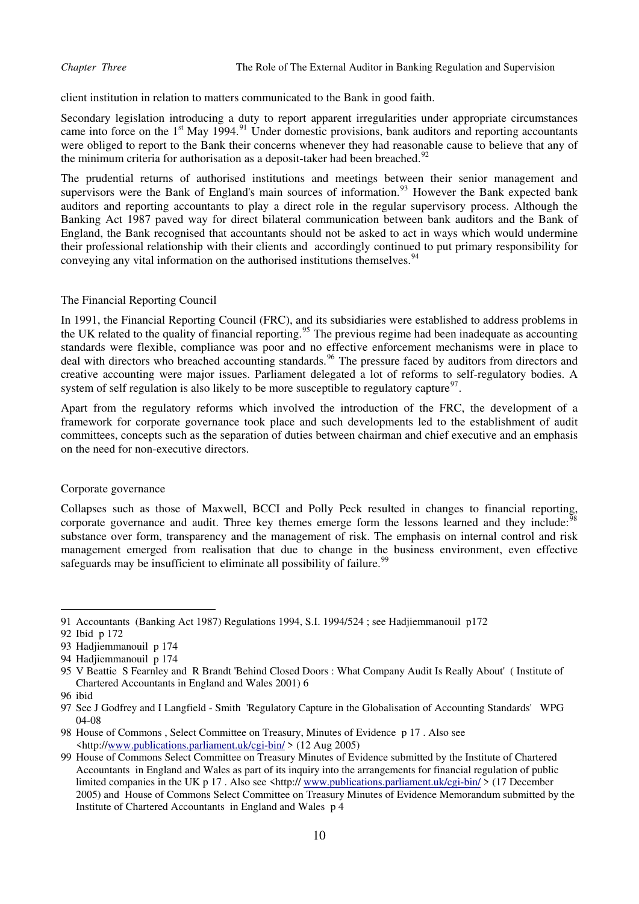client institution in relation to matters communicated to the Bank in good faith.

Secondary legislation introducing a duty to report apparent irregularities under appropriate circumstances came into force on the 1st May 1994.[91] Under domestic provisions, bank auditors and reporting accountants were obliged to report to the Bank their concerns whenever they had reasonable cause to believe that any of the minimum criteria for authorisation as a deposit-taker had been breached.[92]

The prudential returns of authorised institutions and meetings between their senior management and supervisors were the Bank of England's main sources of information.[93] However the Bank expected bank auditors and reporting accountants to play a direct role in the regular supervisory process. Although the Banking Act 1987 paved way for direct bilateral communication between bank auditors and the Bank of England, the Bank recognised that accountants should not be asked to act in ways which would undermine their professional relationship with their clients and accordingly continued to put primary responsibility for conveying any vital information on the authorised institutions themselves.[94]

## The Financial Reporting Council

In 1991, the Financial Reporting Council (FRC), and its subsidiaries were established to address problems in the UK related to the quality of financial reporting.[95] The previous regime had been inadequate as accounting standards were flexible, compliance was poor and no effective enforcement mechanisms were in place to deal with directors who breached accounting standards.[96] The pressure faced by auditors from directors and creative accounting were major issues. Parliament delegated a lot of reforms to self-regulatory bodies. A system of self regulation is also likely to be more susceptible to regulatory capture[97].

Apart from the regulatory reforms which involved the introduction of the FRC, the development of a framework for corporate governance took place and such developments led to the establishment of audit committees, concepts such as the separation of duties between chairman and chief executive and an emphasis on the need for non-executive directors.

## Corporate governance

Collapses such as those of Maxwell, BCCI and Polly Peck resulted in changes to financial reporting, corporate governance and audit. Three key themes emerge form the lessons learned and they include:[98] substance over form, transparency and the management of risk. The emphasis on internal control and risk management emerged from realisation that due to change in the business environment, even effective safeguards may be insufficient to eliminate all possibility of failure.[99]

---

91 Accountants (Banking Act 1987) Regulations 1994, S.I. 1994/524 ; see Hadjiemmanouil p172

92 Ibid p 172

93 Hadjiemmanouil p 174

94 Hadjiemmanouil p 174

95 V Beattie S Fearnley and R Brandt 'Behind Closed Doors : What Company Audit Is Really About' ( Institute of Chartered Accountants in England and Wales 2001) 6

96 ibid

97 See J Godfrey and I Langfield - Smith 'Regulatory Capture in the Globalisation of Accounting Standards' WPG 04-08

98 House of Commons , Select Committee on Treasury, Minutes of Evidence p 17 . Also see <http://www.publications.parliament.uk/cgi-bin/ > (12 Aug 2005)

99 House of Commons Select Committee on Treasury Minutes of Evidence submitted by the Institute of Chartered Accountants in England and Wales as part of its inquiry into the arrangements for financial regulation of public limited companies in the UK p 17 . Also see <http:// www.publications.parliament.uk/cgi-bin/ > (17 December 2005) and House of Commons Select Committee on Treasury Minutes of Evidence Memorandum submitted by the Institute of Chartered Accountants in England and Wales p 4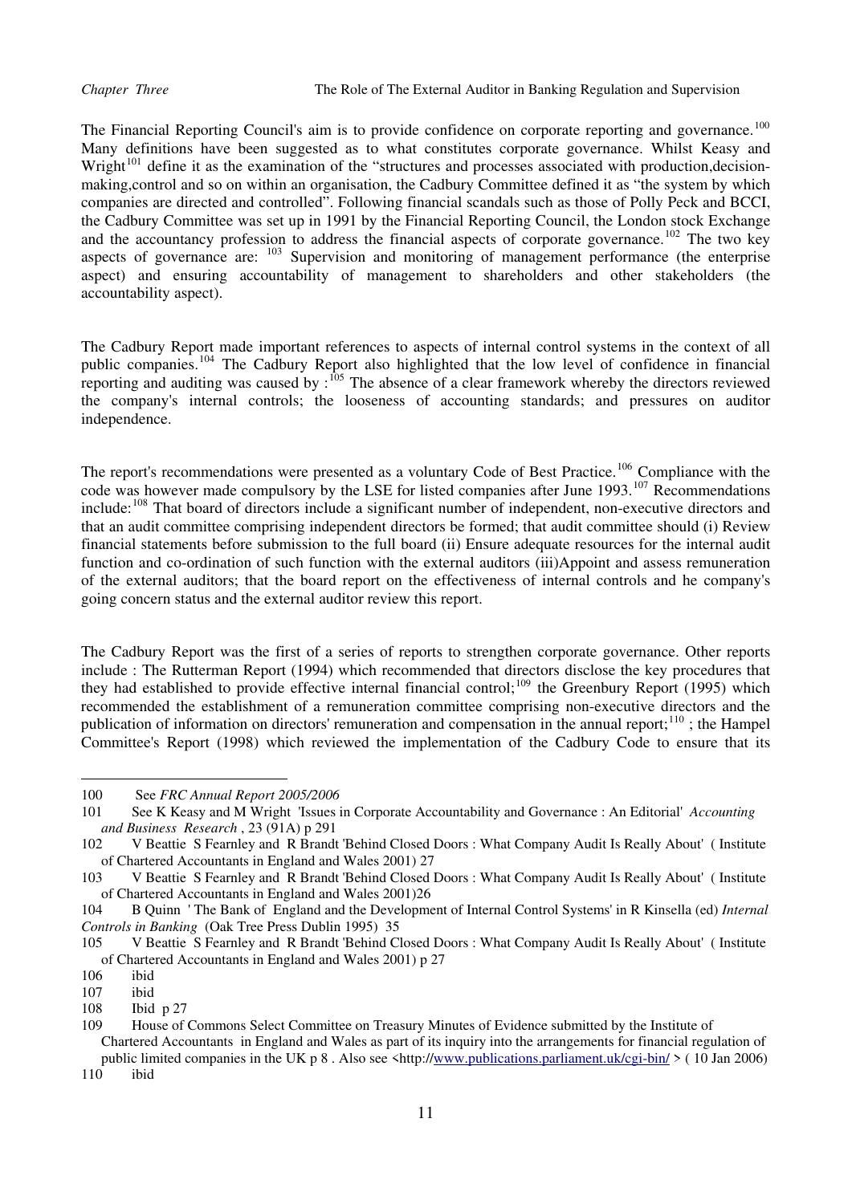The Financial Reporting Council's aim is to provide confidence on corporate reporting and governance.[100] Many definitions have been suggested as to what constitutes corporate governance. Whilst Keasy and Wright[101] define it as the examination of the "structures and processes associated with production,decision-making,control and so on within an organisation, the Cadbury Committee defined it as "the system by which companies are directed and controlled". Following financial scandals such as those of Polly Peck and BCCI, the Cadbury Committee was set up in 1991 by the Financial Reporting Council, the London stock Exchange and the accountancy profession to address the financial aspects of corporate governance.[102] The two key aspects of governance are: [103] Supervision and monitoring of management performance (the enterprise aspect) and ensuring accountability of management to shareholders and other stakeholders (the accountability aspect).

The Cadbury Report made important references to aspects of internal control systems in the context of all public companies.[104] The Cadbury Report also highlighted that the low level of confidence in financial reporting and auditing was caused by :[105] The absence of a clear framework whereby the directors reviewed the company's internal controls; the looseness of accounting standards; and pressures on auditor independence.

The report's recommendations were presented as a voluntary Code of Best Practice.[106] Compliance with the code was however made compulsory by the LSE for listed companies after June 1993.[107] Recommendations include:[108] That board of directors include a significant number of independent, non-executive directors and that an audit committee comprising independent directors be formed; that audit committee should (i) Review financial statements before submission to the full board (ii) Ensure adequate resources for the internal audit function and co-ordination of such function with the external auditors (iii)Appoint and assess remuneration of the external auditors; that the board report on the effectiveness of internal controls and he company's going concern status and the external auditor review this report.

The Cadbury Report was the first of a series of reports to strengthen corporate governance. Other reports include : The Rutterman Report (1994) which recommended that directors disclose the key procedures that they had established to provide effective internal financial control;[109] the Greenbury Report (1995) which recommended the establishment of a remuneration committee comprising non-executive directors and the publication of information on directors' remuneration and compensation in the annual report;[110] ; the Hampel Committee's Report (1998) which reviewed the implementation of the Cadbury Code to ensure that its

---

100 See *FRC Annual Report 2005/2006*

101 See K Keasy and M Wright 'Issues in Corporate Accountability and Governance : An Editorial' *Accounting and Business Research* , 23 (91A) p 291

102 V Beattie S Fearnley and R Brandt 'Behind Closed Doors : What Company Audit Is Really About' ( Institute of Chartered Accountants in England and Wales 2001) 27

103 V Beattie S Fearnley and R Brandt 'Behind Closed Doors : What Company Audit Is Really About' ( Institute of Chartered Accountants in England and Wales 2001)26

104 B Quinn ' The Bank of England and the Development of Internal Control Systems' in R Kinsella (ed) *Internal Controls in Banking* (Oak Tree Press Dublin 1995) 35

105 V Beattie S Fearnley and R Brandt 'Behind Closed Doors : What Company Audit Is Really About' ( Institute of Chartered Accountants in England and Wales 2001) p 27

106 ibid

107 ibid

108 Ibid p 27

109 House of Commons Select Committee on Treasury Minutes of Evidence submitted by the Institute of Chartered Accountants in England and Wales as part of its inquiry into the arrangements for financial regulation of public limited companies in the UK p 8 . Also see <http://www.publications.parliament.uk/cgi-bin/ > ( 10 Jan 2006)

110 ibid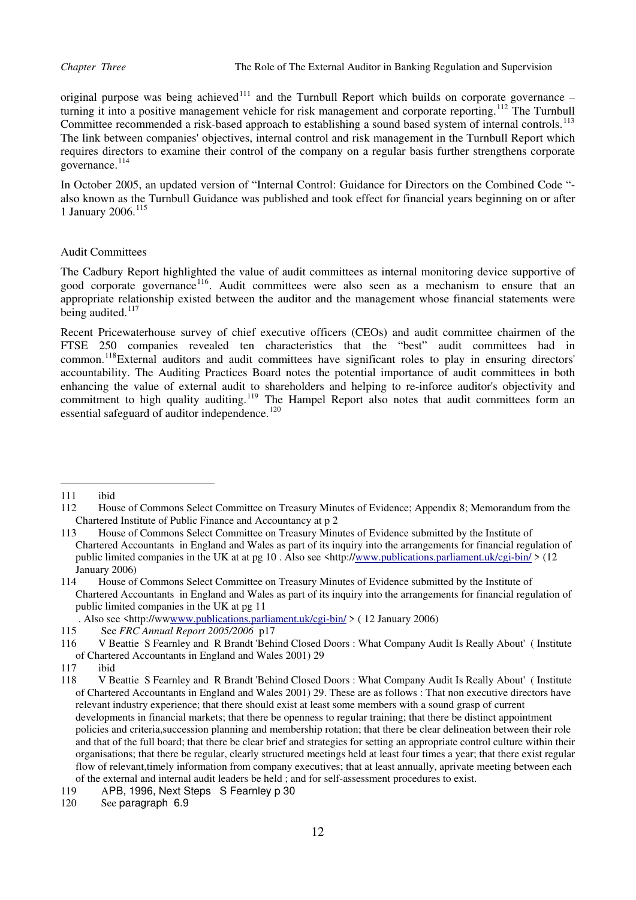original purpose was being achieved[111] and the Turnbull Report which builds on corporate governance – turning it into a positive management vehicle for risk management and corporate reporting.[112] The Turnbull Committee recommended a risk-based approach to establishing a sound based system of internal controls.[113] The link between companies' objectives, internal control and risk management in the Turnbull Report which requires directors to examine their control of the company on a regular basis further strengthens corporate governance.[114]

In October 2005, an updated version of "Internal Control: Guidance for Directors on the Combined Code "- also known as the Turnbull Guidance was published and took effect for financial years beginning on or after 1 January 2006.[115]

Audit Committees

The Cadbury Report highlighted the value of audit committees as internal monitoring device supportive of good corporate governance[116]. Audit committees were also seen as a mechanism to ensure that an appropriate relationship existed between the auditor and the management whose financial statements were being audited.[117]

Recent Pricewaterhouse survey of chief executive officers (CEOs) and audit committee chairmen of the FTSE 250 companies revealed ten characteristics that the "best" audit committees had in common.[118]External auditors and audit committees have significant roles to play in ensuring directors' accountability. The Auditing Practices Board notes the potential importance of audit committees in both enhancing the value of external audit to shareholders and helping to re-inforce auditor's objectivity and commitment to high quality auditing.[119] The Hampel Report also notes that audit committees form an essential safeguard of auditor independence.[120]

---

111 ibid

112 House of Commons Select Committee on Treasury Minutes of Evidence; Appendix 8; Memorandum from the Chartered Institute of Public Finance and Accountancy at p 2

113 House of Commons Select Committee on Treasury Minutes of Evidence submitted by the Institute of Chartered Accountants in England and Wales as part of its inquiry into the arrangements for financial regulation of public limited companies in the UK at at pg 10 . Also see <http://www.publications.parliament.uk/cgi-bin/ > (12 January 2006)

114 House of Commons Select Committee on Treasury Minutes of Evidence submitted by the Institute of Chartered Accountants in England and Wales as part of its inquiry into the arrangements for financial regulation of public limited companies in the UK at pg 11
. Also see <http://wwwww.publications.parliament.uk/cgi-bin/ > ( 12 January 2006)

115 See *FRC Annual Report 2005/2006* p17

116 V Beattie S Fearnley and R Brandt 'Behind Closed Doors : What Company Audit Is Really About' ( Institute of Chartered Accountants in England and Wales 2001) 29

117 ibid

118 V Beattie S Fearnley and R Brandt 'Behind Closed Doors : What Company Audit Is Really About' ( Institute of Chartered Accountants in England and Wales 2001) 29. These are as follows : That non executive directors have relevant industry experience; that there should exist at least some members with a sound grasp of current developments in financial markets; that there be openness to regular training; that there be distinct appointment policies and criteria,succession planning and membership rotation; that there be clear delineation between their role and that of the full board; that there be clear brief and strategies for setting an appropriate control culture within their organisations; that there be regular, clearly structured meetings held at least four times a year; that there exist regular flow of relevant,timely information from company executives; that at least annually, aprivate meeting between each of the external and internal audit leaders be held ; and for self-assessment procedures to exist.

119 APB, 1996, Next Steps S Fearnley p 30

120 See paragraph 6.9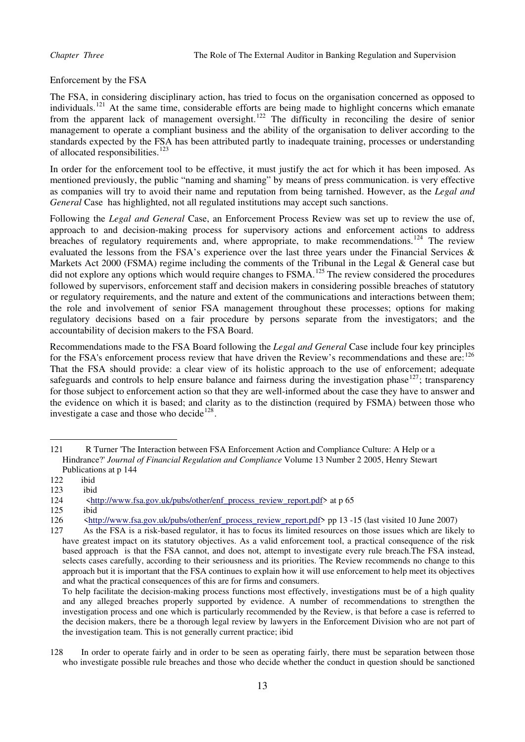Enforcement by the FSA

The FSA, in considering disciplinary action, has tried to focus on the organisation concerned as opposed to individuals.[121] At the same time, considerable efforts are being made to highlight concerns which emanate from the apparent lack of management oversight.[122] The difficulty in reconciling the desire of senior management to operate a compliant business and the ability of the organisation to deliver according to the standards expected by the FSA has been attributed partly to inadequate training, processes or understanding of allocated responsibilities.[123]

In order for the enforcement tool to be effective, it must justify the act for which it has been imposed. As mentioned previously, the public "naming and shaming" by means of press communication. is very effective as companies will try to avoid their name and reputation from being tarnished. However, as the *Legal and General* Case has highlighted, not all regulated institutions may accept such sanctions.

Following the *Legal and General* Case, an Enforcement Process Review was set up to review the use of, approach to and decision-making process for supervisory actions and enforcement actions to address breaches of regulatory requirements and, where appropriate, to make recommendations.[124] The review evaluated the lessons from the FSA's experience over the last three years under the Financial Services & Markets Act 2000 (FSMA) regime including the comments of the Tribunal in the Legal & General case but did not explore any options which would require changes to FSMA.[125] The review considered the procedures followed by supervisors, enforcement staff and decision makers in considering possible breaches of statutory or regulatory requirements, and the nature and extent of the communications and interactions between them; the role and involvement of senior FSA management throughout these processes; options for making regulatory decisions based on a fair procedure by persons separate from the investigators; and the accountability of decision makers to the FSA Board.

Recommendations made to the FSA Board following the *Legal and General* Case include four key principles for the FSA's enforcement process review that have driven the Review's recommendations and these are:[126] That the FSA should provide: a clear view of its holistic approach to the use of enforcement; adequate safeguards and controls to help ensure balance and fairness during the investigation phase[127]; transparency for those subject to enforcement action so that they are well-informed about the case they have to answer and the evidence on which it is based; and clarity as to the distinction (required by FSMA) between those who investigate a case and those who decide[128].

---

121 R Turner 'The Interaction between FSA Enforcement Action and Compliance Culture: A Help or a Hindrance?' *Journal of Financial Regulation and Compliance* Volume 13 Number 2 2005, Henry Stewart Publications at p 144

122 ibid

123 ibid

124 <http://www.fsa.gov.uk/pubs/other/enf_process_review_report.pdf> at p 65

125 ibid

126 <http://www.fsa.gov.uk/pubs/other/enf_process_review_report.pdf> pp 13 -15 (last visited 10 June 2007)

127 As the FSA is a risk-based regulator, it has to focus its limited resources on those issues which are likely to have greatest impact on its statutory objectives. As a valid enforcement tool, a practical consequence of the risk based approach is that the FSA cannot, and does not, attempt to investigate every rule breach.The FSA instead, selects cases carefully, according to their seriousness and its priorities. The Review recommends no change to this approach but it is important that the FSA continues to explain how it will use enforcement to help meet its objectives and what the practical consequences of this are for firms and consumers.
To help facilitate the decision-making process functions most effectively, investigations must be of a high quality and any alleged breaches properly supported by evidence. A number of recommendations to strengthen the investigation process and one which is particularly recommended by the Review, is that before a case is referred to the decision makers, there be a thorough legal review by lawyers in the Enforcement Division who are not part of the investigation team. This is not generally current practice; ibid

128 In order to operate fairly and in order to be seen as operating fairly, there must be separation between those who investigate possible rule breaches and those who decide whether the conduct in question should be sanctioned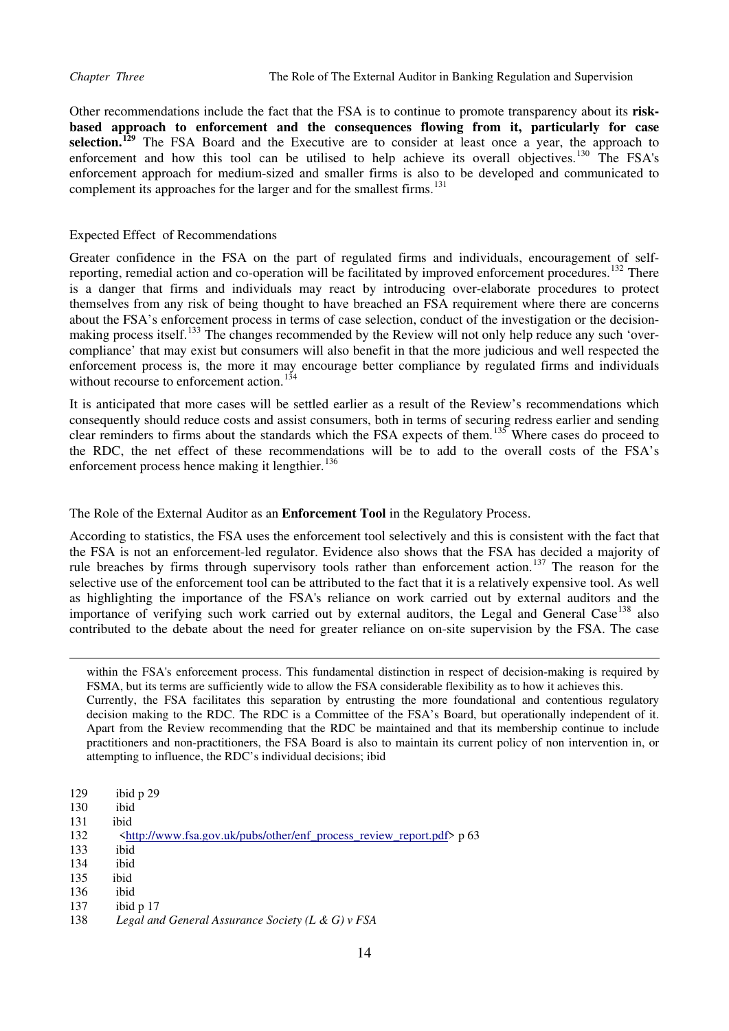Other recommendations include the fact that the FSA is to continue to promote transparency about its **risk-based approach to enforcement and the consequences flowing from it, particularly for case selection.**[129] The FSA Board and the Executive are to consider at least once a year, the approach to enforcement and how this tool can be utilised to help achieve its overall objectives.[130] The FSA's enforcement approach for medium-sized and smaller firms is also to be developed and communicated to complement its approaches for the larger and for the smallest firms.[131]

Expected Effect of Recommendations

Greater confidence in the FSA on the part of regulated firms and individuals, encouragement of self-reporting, remedial action and co-operation will be facilitated by improved enforcement procedures.[132] There is a danger that firms and individuals may react by introducing over-elaborate procedures to protect themselves from any risk of being thought to have breached an FSA requirement where there are concerns about the FSA's enforcement process in terms of case selection, conduct of the investigation or the decision-making process itself.[133] The changes recommended by the Review will not only help reduce any such 'over-compliance' that may exist but consumers will also benefit in that the more judicious and well respected the enforcement process is, the more it may encourage better compliance by regulated firms and individuals without recourse to enforcement action.[134]

It is anticipated that more cases will be settled earlier as a result of the Review's recommendations which consequently should reduce costs and assist consumers, both in terms of securing redress earlier and sending clear reminders to firms about the standards which the FSA expects of them.[135] Where cases do proceed to the RDC, the net effect of these recommendations will be to add to the overall costs of the FSA's enforcement process hence making it lengthier.[136]

The Role of the External Auditor as an **Enforcement Tool** in the Regulatory Process.

According to statistics, the FSA uses the enforcement tool selectively and this is consistent with the fact that the FSA is not an enforcement-led regulator. Evidence also shows that the FSA has decided a majority of rule breaches by firms through supervisory tools rather than enforcement action.[137] The reason for the selective use of the enforcement tool can be attributed to the fact that it is a relatively expensive tool. As well as highlighting the importance of the FSA's reliance on work carried out by external auditors and the importance of verifying such work carried out by external auditors, the Legal and General Case[138] also contributed to the debate about the need for greater reliance on on-site supervision by the FSA. The case

---

within the FSA's enforcement process. This fundamental distinction in respect of decision-making is required by FSMA, but its terms are sufficiently wide to allow the FSA considerable flexibility as to how it achieves this. Currently, the FSA facilitates this separation by entrusting the more foundational and contentious regulatory decision making to the RDC. The RDC is a Committee of the FSA's Board, but operationally independent of it. Apart from the Review recommending that the RDC be maintained and that its membership continue to include practitioners and non-practitioners, the FSA Board is also to maintain its current policy of non intervention in, or attempting to influence, the RDC's individual decisions; ibid

129 ibid p 29

130 ibid

131 ibid

132 <http://www.fsa.gov.uk/pubs/other/enf_process_review_report.pdf> p 63

133 ibid

134 ibid

135 ibid

136 ibid

137 ibid p 17

138 *Legal and General Assurance Society (L & G) v FSA*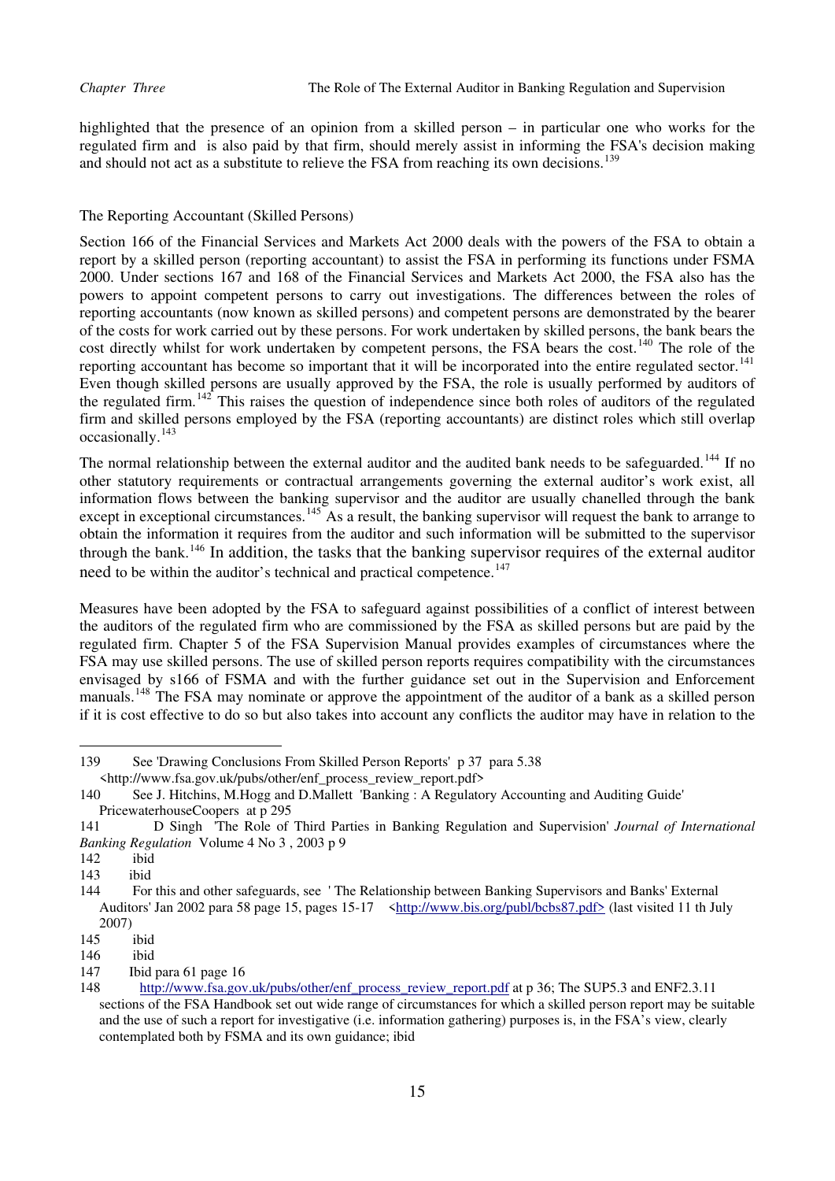highlighted that the presence of an opinion from a skilled person – in particular one who works for the regulated firm and is also paid by that firm, should merely assist in informing the FSA's decision making and should not act as a substitute to relieve the FSA from reaching its own decisions.[139]

The Reporting Accountant (Skilled Persons)

Section 166 of the Financial Services and Markets Act 2000 deals with the powers of the FSA to obtain a report by a skilled person (reporting accountant) to assist the FSA in performing its functions under FSMA 2000. Under sections 167 and 168 of the Financial Services and Markets Act 2000, the FSA also has the powers to appoint competent persons to carry out investigations. The differences between the roles of reporting accountants (now known as skilled persons) and competent persons are demonstrated by the bearer of the costs for work carried out by these persons. For work undertaken by skilled persons, the bank bears the cost directly whilst for work undertaken by competent persons, the FSA bears the cost.[140] The role of the reporting accountant has become so important that it will be incorporated into the entire regulated sector.[141] Even though skilled persons are usually approved by the FSA, the role is usually performed by auditors of the regulated firm.[142] This raises the question of independence since both roles of auditors of the regulated firm and skilled persons employed by the FSA (reporting accountants) are distinct roles which still overlap occasionally.[143]

The normal relationship between the external auditor and the audited bank needs to be safeguarded.[144] If no other statutory requirements or contractual arrangements governing the external auditor's work exist, all information flows between the banking supervisor and the auditor are usually chanelled through the bank except in exceptional circumstances.[145] As a result, the banking supervisor will request the bank to arrange to obtain the information it requires from the auditor and such information will be submitted to the supervisor through the bank.[146] In addition, the tasks that the banking supervisor requires of the external auditor need to be within the auditor's technical and practical competence.[147]

Measures have been adopted by the FSA to safeguard against possibilities of a conflict of interest between the auditors of the regulated firm who are commissioned by the FSA as skilled persons but are paid by the regulated firm. Chapter 5 of the FSA Supervision Manual provides examples of circumstances where the FSA may use skilled persons. The use of skilled person reports requires compatibility with the circumstances envisaged by s166 of FSMA and with the further guidance set out in the Supervision and Enforcement manuals.[148] The FSA may nominate or approve the appointment of the auditor of a bank as a skilled person if it is cost effective to do so but also takes into account any conflicts the auditor may have in relation to the

---

139 See 'Drawing Conclusions From Skilled Person Reports' p 37 para 5.38 <http://www.fsa.gov.uk/pubs/other/enf_process_review_report.pdf>

140 See J. Hitchins, M.Hogg and D.Mallett 'Banking : A Regulatory Accounting and Auditing Guide' PricewaterhouseCoopers at p 295

141 D Singh 'The Role of Third Parties in Banking Regulation and Supervision' *Journal of International Banking Regulation* Volume 4 No 3 , 2003 p 9

142 ibid

143 ibid

144 For this and other safeguards, see ' The Relationship between Banking Supervisors and Banks' External Auditors' Jan 2002 para 58 page 15, pages 15-17 <http://www.bis.org/publ/bcbs87.pdf> (last visited 11 th July 2007)

145 ibid

146 ibid

147 Ibid para 61 page 16

148 http://www.fsa.gov.uk/pubs/other/enf_process_review_report.pdf at p 36; The SUP5.3 and ENF2.3.11 sections of the FSA Handbook set out wide range of circumstances for which a skilled person report may be suitable and the use of such a report for investigative (i.e. information gathering) purposes is, in the FSA's view, clearly contemplated both by FSMA and its own guidance; ibid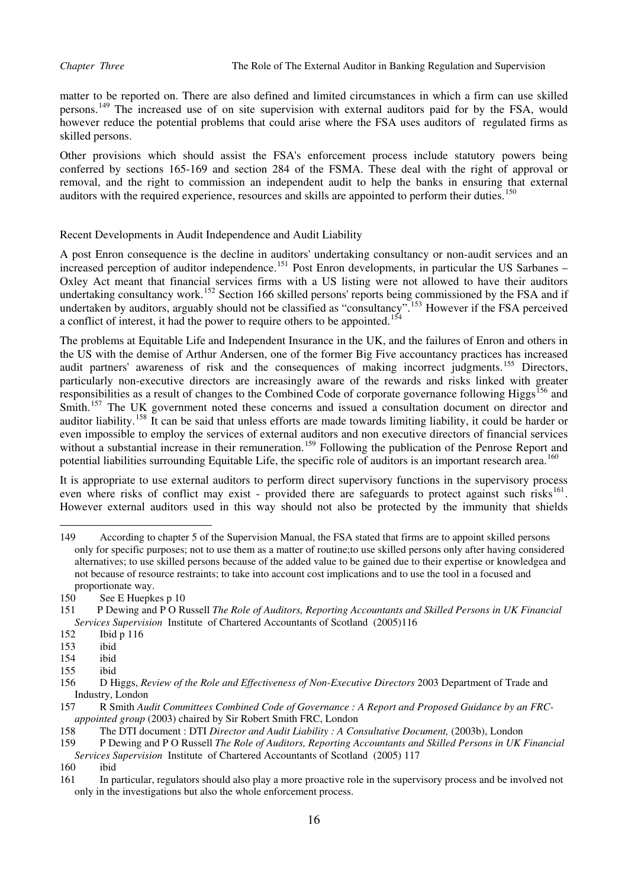matter to be reported on. There are also defined and limited circumstances in which a firm can use skilled persons.[149] The increased use of on site supervision with external auditors paid for by the FSA, would however reduce the potential problems that could arise where the FSA uses auditors of regulated firms as skilled persons.

Other provisions which should assist the FSA's enforcement process include statutory powers being conferred by sections 165-169 and section 284 of the FSMA. These deal with the right of approval or removal, and the right to commission an independent audit to help the banks in ensuring that external auditors with the required experience, resources and skills are appointed to perform their duties.[150]

## Recent Developments in Audit Independence and Audit Liability

A post Enron consequence is the decline in auditors' undertaking consultancy or non-audit services and an increased perception of auditor independence.[151] Post Enron developments, in particular the US Sarbanes – Oxley Act meant that financial services firms with a US listing were not allowed to have their auditors undertaking consultancy work.[152] Section 166 skilled persons' reports being commissioned by the FSA and if undertaken by auditors, arguably should not be classified as "consultancy".[153] However if the FSA perceived a conflict of interest, it had the power to require others to be appointed.[154]

The problems at Equitable Life and Independent Insurance in the UK, and the failures of Enron and others in the US with the demise of Arthur Andersen, one of the former Big Five accountancy practices has increased audit partners' awareness of risk and the consequences of making incorrect judgments.[155] Directors, particularly non-executive directors are increasingly aware of the rewards and risks linked with greater responsibilities as a result of changes to the Combined Code of corporate governance following Higgs[156] and Smith.[157] The UK government noted these concerns and issued a consultation document on director and auditor liability.[158] It can be said that unless efforts are made towards limiting liability, it could be harder or even impossible to employ the services of external auditors and non executive directors of financial services without a substantial increase in their remuneration.[159] Following the publication of the Penrose Report and potential liabilities surrounding Equitable Life, the specific role of auditors is an important research area.[160]

It is appropriate to use external auditors to perform direct supervisory functions in the supervisory process even where risks of conflict may exist - provided there are safeguards to protect against such risks[161]. However external auditors used in this way should not also be protected by the immunity that shields

---

149 According to chapter 5 of the Supervision Manual, the FSA stated that firms are to appoint skilled persons only for specific purposes; not to use them as a matter of routine;to use skilled persons only after having considered alternatives; to use skilled persons because of the added value to be gained due to their expertise or knowledgea and not because of resource restraints; to take into account cost implications and to use the tool in a focused and proportionate way.

150 See E Huepkes p 10

151 P Dewing and P O Russell *The Role of Auditors, Reporting Accountants and Skilled Persons in UK Financial Services Supervision* Institute of Chartered Accountants of Scotland (2005)116

152 Ibid p 116

153 ibid

154 ibid

155 ibid

156 D Higgs, *Review of the Role and Effectiveness of Non-Executive Directors* 2003 Department of Trade and Industry, London

157 R Smith *Audit Committees Combined Code of Governance : A Report and Proposed Guidance by an FRC-appointed group* (2003) chaired by Sir Robert Smith FRC, London

158 The DTI document : DTI *Director and Audit Liability : A Consultative Document,* (2003b), London

159 P Dewing and P O Russell *The Role of Auditors, Reporting Accountants and Skilled Persons in UK Financial Services Supervision* Institute of Chartered Accountants of Scotland (2005) 117

160 ibid

161 In particular, regulators should also play a more proactive role in the supervisory process and be involved not only in the investigations but also the whole enforcement process.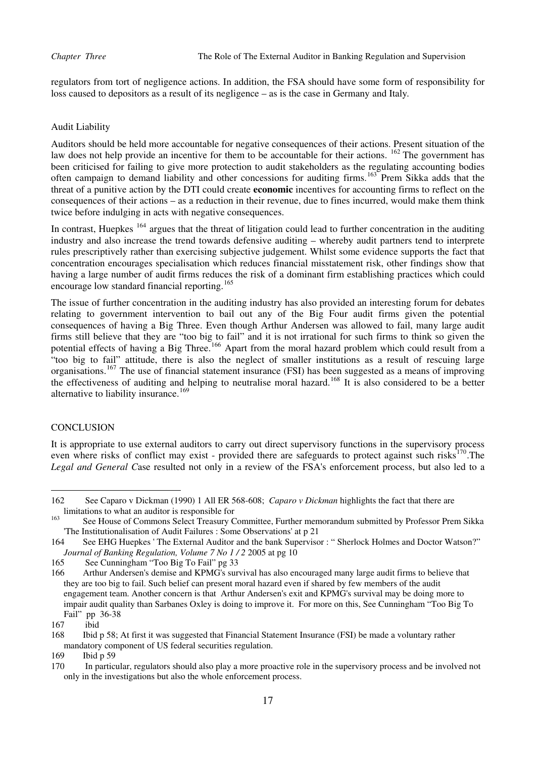regulators from tort of negligence actions. In addition, the FSA should have some form of responsibility for loss caused to depositors as a result of its negligence – as is the case in Germany and Italy.

Audit Liability

Auditors should be held more accountable for negative consequences of their actions. Present situation of the law does not help provide an incentive for them to be accountable for their actions. [162] The government has been criticised for failing to give more protection to audit stakeholders as the regulating accounting bodies often campaign to demand liability and other concessions for auditing firms.[163] Prem Sikka adds that the threat of a punitive action by the DTI could create **economic** incentives for accounting firms to reflect on the consequences of their actions – as a reduction in their revenue, due to fines incurred, would make them think twice before indulging in acts with negative consequences.

In contrast, Huepkes [164] argues that the threat of litigation could lead to further concentration in the auditing industry and also increase the trend towards defensive auditing – whereby audit partners tend to interprete rules prescriptively rather than exercising subjective judgement. Whilst some evidence supports the fact that concentration encourages specialisation which reduces financial misstatement risk, other findings show that having a large number of audit firms reduces the risk of a dominant firm establishing practices which could encourage low standard financial reporting.[165]

The issue of further concentration in the auditing industry has also provided an interesting forum for debates relating to government intervention to bail out any of the Big Four audit firms given the potential consequences of having a Big Three. Even though Arthur Andersen was allowed to fail, many large audit firms still believe that they are "too big to fail" and it is not irrational for such firms to think so given the potential effects of having a Big Three.[166] Apart from the moral hazard problem which could result from a "too big to fail" attitude, there is also the neglect of smaller institutions as a result of rescuing large organisations.[167] The use of financial statement insurance (FSI) has been suggested as a means of improving the effectiveness of auditing and helping to neutralise moral hazard.[168] It is also considered to be a better alternative to liability insurance.[169]

CONCLUSION

It is appropriate to use external auditors to carry out direct supervisory functions in the supervisory process even where risks of conflict may exist - provided there are safeguards to protect against such risks[170].The *Legal and General C*ase resulted not only in a review of the FSA's enforcement process, but also led to a

---

162 See Caparo v Dickman (1990) 1 All ER 568-608; *Caparo v Dickman* highlights the fact that there are limitations to what an auditor is responsible for

163 See House of Commons Select Treasury Committee, Further memorandum submitted by Professor Prem Sikka 'The Institutionalisation of Audit Failures : Some Observations' at p 21

164 See EHG Huepkes ' The External Auditor and the bank Supervisor : " Sherlock Holmes and Doctor Watson?" *Journal of Banking Regulation, Volume 7 No 1 / 2* 2005 at pg 10

165 See Cunningham "Too Big To Fail" pg 33

166 Arthur Andersen's demise and KPMG's survival has also encouraged many large audit firms to believe that they are too big to fail. Such belief can present moral hazard even if shared by few members of the audit engagement team. Another concern is that Arthur Andersen's exit and KPMG's survival may be doing more to impair audit quality than Sarbanes Oxley is doing to improve it. For more on this, See Cunningham "Too Big To Fail" pp 36-38

167 ibid

168 Ibid p 58; At first it was suggested that Financial Statement Insurance (FSI) be made a voluntary rather mandatory component of US federal securities regulation.

169 Ibid p 59

170 In particular, regulators should also play a more proactive role in the supervisory process and be involved not only in the investigations but also the whole enforcement process.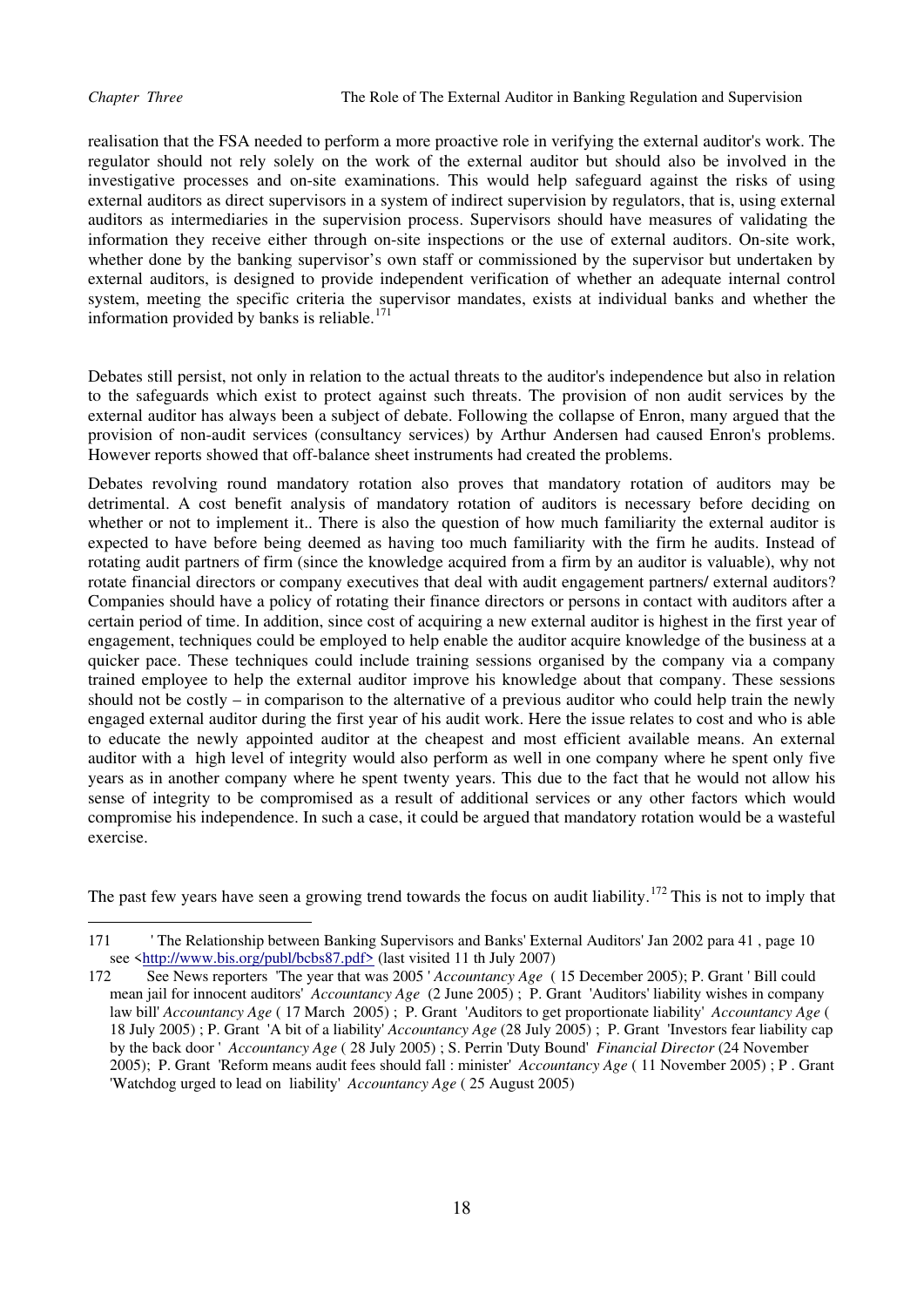realisation that the FSA needed to perform a more proactive role in verifying the external auditor's work. The regulator should not rely solely on the work of the external auditor but should also be involved in the investigative processes and on-site examinations. This would help safeguard against the risks of using external auditors as direct supervisors in a system of indirect supervision by regulators, that is, using external auditors as intermediaries in the supervision process. Supervisors should have measures of validating the information they receive either through on-site inspections or the use of external auditors. On-site work, whether done by the banking supervisor's own staff or commissioned by the supervisor but undertaken by external auditors, is designed to provide independent verification of whether an adequate internal control system, meeting the specific criteria the supervisor mandates, exists at individual banks and whether the information provided by banks is reliable.[171]

Debates still persist, not only in relation to the actual threats to the auditor's independence but also in relation to the safeguards which exist to protect against such threats. The provision of non audit services by the external auditor has always been a subject of debate. Following the collapse of Enron, many argued that the provision of non-audit services (consultancy services) by Arthur Andersen had caused Enron's problems. However reports showed that off-balance sheet instruments had created the problems.

Debates revolving round mandatory rotation also proves that mandatory rotation of auditors may be detrimental. A cost benefit analysis of mandatory rotation of auditors is necessary before deciding on whether or not to implement it.. There is also the question of how much familiarity the external auditor is expected to have before being deemed as having too much familiarity with the firm he audits. Instead of rotating audit partners of firm (since the knowledge acquired from a firm by an auditor is valuable), why not rotate financial directors or company executives that deal with audit engagement partners/ external auditors? Companies should have a policy of rotating their finance directors or persons in contact with auditors after a certain period of time. In addition, since cost of acquiring a new external auditor is highest in the first year of engagement, techniques could be employed to help enable the auditor acquire knowledge of the business at a quicker pace. These techniques could include training sessions organised by the company via a company trained employee to help the external auditor improve his knowledge about that company. These sessions should not be costly – in comparison to the alternative of a previous auditor who could help train the newly engaged external auditor during the first year of his audit work. Here the issue relates to cost and who is able to educate the newly appointed auditor at the cheapest and most efficient available means. An external auditor with a high level of integrity would also perform as well in one company where he spent only five years as in another company where he spent twenty years. This due to the fact that he would not allow his sense of integrity to be compromised as a result of additional services or any other factors which would compromise his independence. In such a case, it could be argued that mandatory rotation would be a wasteful exercise.

The past few years have seen a growing trend towards the focus on audit liability.[172] This is not to imply that

---

171 'The Relationship between Banking Supervisors and Banks' External Auditors' Jan 2002 para 41 , page 10 see <http://www.bis.org/publ/bcbs87.pdf> (last visited 11 th July 2007)

172 See News reporters 'The year that was 2005 ' *Accountancy Age* ( 15 December 2005); P. Grant ' Bill could mean jail for innocent auditors' *Accountancy Age* (2 June 2005) ; P. Grant 'Auditors' liability wishes in company law bill' *Accountancy Age* ( 17 March 2005) ; P. Grant 'Auditors to get proportionate liability' *Accountancy Age* ( 18 July 2005) ; P. Grant 'A bit of a liability' *Accountancy Age* (28 July 2005) ; P. Grant 'Investors fear liability cap by the back door ' *Accountancy Age* ( 28 July 2005) ; S. Perrin 'Duty Bound' *Financial Director* (24 November 2005); P. Grant 'Reform means audit fees should fall : minister' *Accountancy Age* ( 11 November 2005) ; P . Grant 'Watchdog urged to lead on liability' *Accountancy Age* ( 25 August 2005)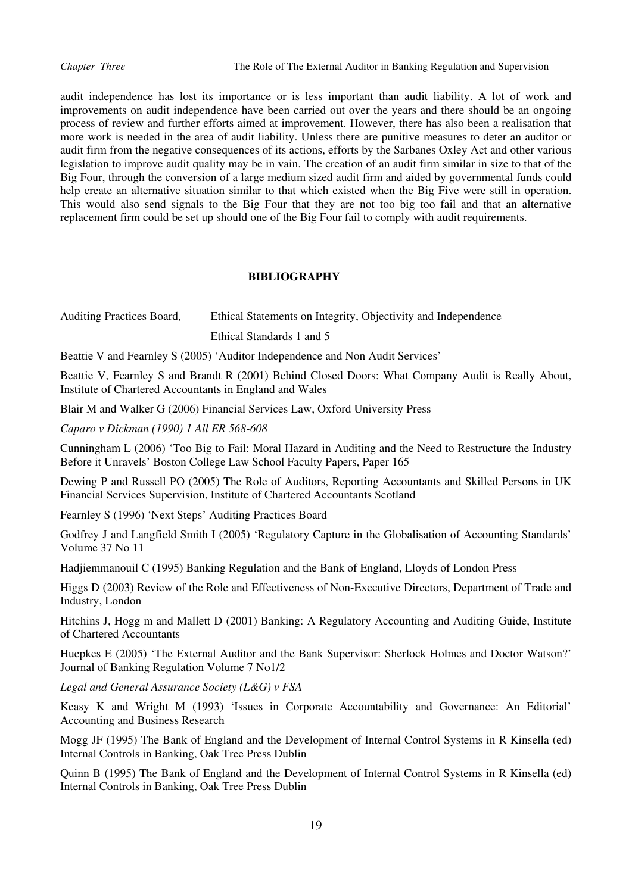audit independence has lost its importance or is less important than audit liability. A lot of work and improvements on audit independence have been carried out over the years and there should be an ongoing process of review and further efforts aimed at improvement. However, there has also been a realisation that more work is needed in the area of audit liability. Unless there are punitive measures to deter an auditor or audit firm from the negative consequences of its actions, efforts by the Sarbanes Oxley Act and other various legislation to improve audit quality may be in vain. The creation of an audit firm similar in size to that of the Big Four, through the conversion of a large medium sized audit firm and aided by governmental funds could help create an alternative situation similar to that which existed when the Big Five were still in operation. This would also send signals to the Big Four that they are not too big too fail and that an alternative replacement firm could be set up should one of the Big Four fail to comply with audit requirements.

## BIBLIOGRAPHY

Auditing Practices Board, Ethical Statements on Integrity, Objectivity and Independence
Ethical Standards 1 and 5

Beattie V and Fearnley S (2005) 'Auditor Independence and Non Audit Services'

Beattie V, Fearnley S and Brandt R (2001) Behind Closed Doors: What Company Audit is Really About, Institute of Chartered Accountants in England and Wales

Blair M and Walker G (2006) Financial Services Law, Oxford University Press

*Caparo v Dickman (1990) 1 All ER 568-608*

Cunningham L (2006) 'Too Big to Fail: Moral Hazard in Auditing and the Need to Restructure the Industry Before it Unravels' Boston College Law School Faculty Papers, Paper 165

Dewing P and Russell PO (2005) The Role of Auditors, Reporting Accountants and Skilled Persons in UK Financial Services Supervision, Institute of Chartered Accountants Scotland

Fearnley S (1996) 'Next Steps' Auditing Practices Board

Godfrey J and Langfield Smith I (2005) 'Regulatory Capture in the Globalisation of Accounting Standards' Volume 37 No 11

Hadjiemmanouil C (1995) Banking Regulation and the Bank of England, Lloyds of London Press

Higgs D (2003) Review of the Role and Effectiveness of Non-Executive Directors, Department of Trade and Industry, London

Hitchins J, Hogg m and Mallett D (2001) Banking: A Regulatory Accounting and Auditing Guide, Institute of Chartered Accountants

Huepkes E (2005) 'The External Auditor and the Bank Supervisor: Sherlock Holmes and Doctor Watson?' Journal of Banking Regulation Volume 7 No1/2

*Legal and General Assurance Society (L&G) v FSA*

Keasy K and Wright M (1993) 'Issues in Corporate Accountability and Governance: An Editorial' Accounting and Business Research

Mogg JF (1995) The Bank of England and the Development of Internal Control Systems in R Kinsella (ed) Internal Controls in Banking, Oak Tree Press Dublin

Quinn B (1995) The Bank of England and the Development of Internal Control Systems in R Kinsella (ed) Internal Controls in Banking, Oak Tree Press Dublin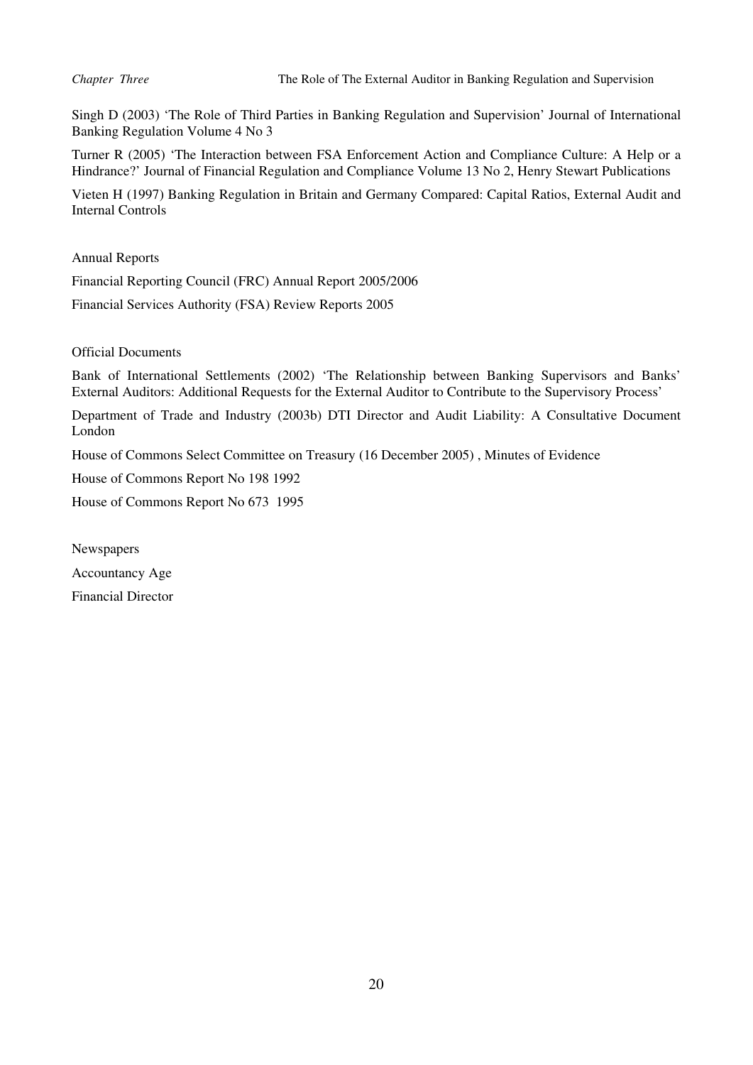Singh D (2003) 'The Role of Third Parties in Banking Regulation and Supervision' Journal of International Banking Regulation Volume 4 No 3

Turner R (2005) 'The Interaction between FSA Enforcement Action and Compliance Culture: A Help or a Hindrance?' Journal of Financial Regulation and Compliance Volume 13 No 2, Henry Stewart Publications

Vieten H (1997) Banking Regulation in Britain and Germany Compared: Capital Ratios, External Audit and Internal Controls

Annual Reports

Financial Reporting Council (FRC) Annual Report 2005/2006

Financial Services Authority (FSA) Review Reports 2005

Official Documents

Bank of International Settlements (2002) 'The Relationship between Banking Supervisors and Banks' External Auditors: Additional Requests for the External Auditor to Contribute to the Supervisory Process'

Department of Trade and Industry (2003b) DTI Director and Audit Liability: A Consultative Document London

House of Commons Select Committee on Treasury (16 December 2005) , Minutes of Evidence

House of Commons Report No 198 1992

House of Commons Report No 673 1995

Newspapers

Accountancy Age

Financial Director